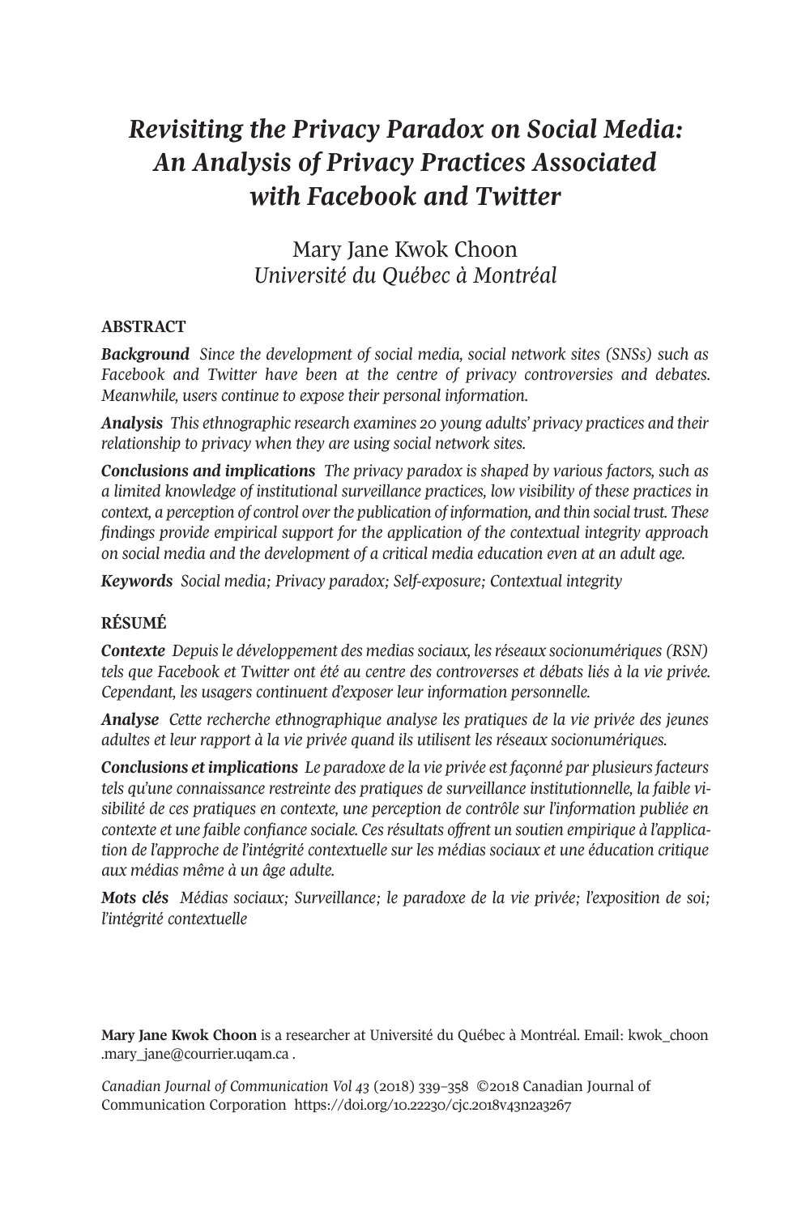# *Revisiting the Privacy Paradox on Social Media: An Analysis of Privacy Practices Associated with Facebook and Twitter*

Mary Jane Kwok Choon
*Université du Québec à Montréal*

## ABSTRACT

***Background*** *Since the development of social media, social network sites (SNSs) such as Facebook and Twitter have been at the centre of privacy controversies and debates. Meanwhile, users continue to expose their personal information.*

***Analysis*** *This ethnographic research examines 20 young adults' privacy practices and their relationship to privacy when they are using social network sites.*

***Conclusions and implications*** *The privacy paradox is shaped by various factors, such as a limited knowledge of institutional surveillance practices, low visibility of these practices in context, a perception of control over the publication of information, and thin social trust. These findings provide empirical support for the application of the contextual integrity approach on social media and the development of a critical media education even at an adult age.*

***Keywords*** *Social media; Privacy paradox; Self-exposure; Contextual integrity*

## RÉSUMÉ

***Contexte*** *Depuis le développement des medias sociaux, les réseaux socionumériques (RSN) tels que Facebook et Twitter ont été au centre des controverses et débats liés à la vie privée. Cependant, les usagers continuent d'exposer leur information personnelle.*

***Analyse*** *Cette recherche ethnographique analyse les pratiques de la vie privée des jeunes adultes et leur rapport à la vie privée quand ils utilisent les réseaux socionumériques.*

***Conclusions et implications*** *Le paradoxe de la vie privée est façonné par plusieurs facteurs tels qu'une connaissance restreinte des pratiques de surveillance institutionnelle, la faible visibilité de ces pratiques en contexte, une perception de contrôle sur l'information publiée en contexte et une faible confiance sociale. Ces résultats offrent un soutien empirique à l'application de l'approche de l'intégrité contextuelle sur les médias sociaux et une éducation critique aux médias même à un âge adulte.*

***Mots clés*** *Médias sociaux; Surveillance; le paradoxe de la vie privée; l'exposition de soi; l'intégrité contextuelle*

**Mary Jane Kwok Choon** is a researcher at Université du Québec à Montréal. Email: kwok_choon.mary_jane@courrier.uqam.ca .

*Canadian Journal of Communication Vol 43* (2018) 339–358 ©2018 Canadian Journal of Communication Corporation https://doi.org/10.22230/cjc.2018v43n2a3267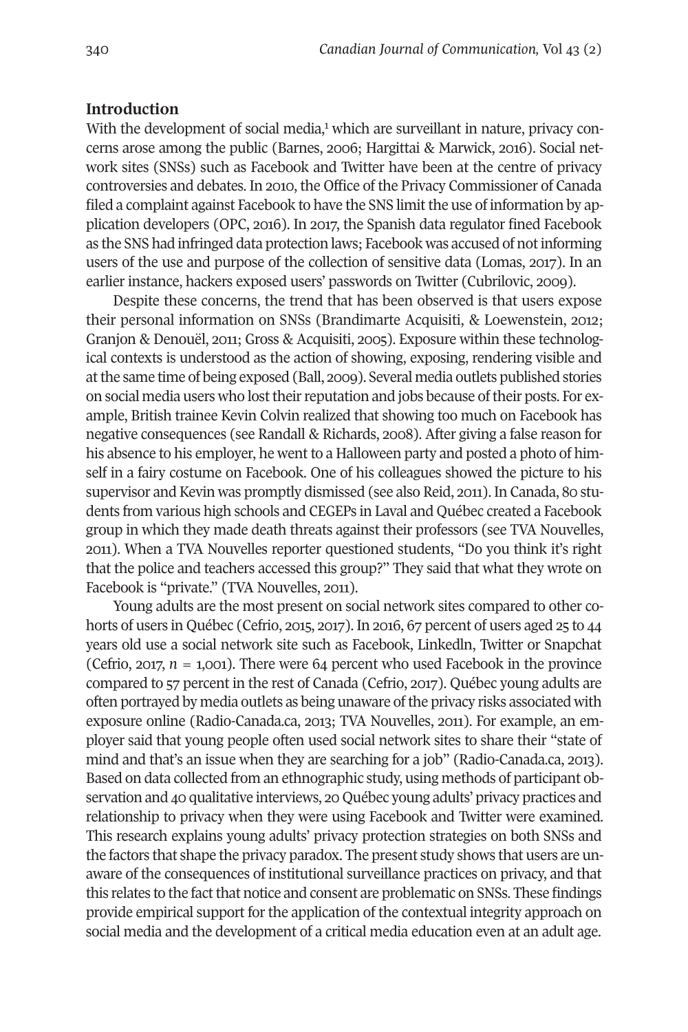## Introduction

With the development of social media,[1] which are surveillant in nature, privacy concerns arose among the public (Barnes, 2006; Hargittai & Marwick, 2016). Social network sites (SNSs) such as Facebook and Twitter have been at the centre of privacy controversies and debates. In 2010, the Office of the Privacy Commissioner of Canada filed a complaint against Facebook to have the SNS limit the use of information by application developers (OPC, 2016). In 2017, the Spanish data regulator fined Facebook as the SNS had infringed data protection laws; Facebook was accused of not informing users of the use and purpose of the collection of sensitive data (Lomas, 2017). In an earlier instance, hackers exposed users' passwords on Twitter (Cubrilovic, 2009).

Despite these concerns, the trend that has been observed is that users expose their personal information on SNSs (Brandimarte Acquisiti, & Loewenstein, 2012; Granjon & Denouël, 2011; Gross & Acquisiti, 2005). Exposure within these technological contexts is understood as the action of showing, exposing, rendering visible and at the same time of being exposed (Ball, 2009). Several media outlets published stories on social media users who lost their reputation and jobs because of their posts. For example, British trainee Kevin Colvin realized that showing too much on Facebook has negative consequences (see Randall & Richards, 2008). After giving a false reason for his absence to his employer, he went to a Halloween party and posted a photo of himself in a fairy costume on Facebook. One of his colleagues showed the picture to his supervisor and Kevin was promptly dismissed (see also Reid, 2011). In Canada, 80 students from various high schools and CEGEPs in Laval and Québec created a Facebook group in which they made death threats against their professors (see TVA Nouvelles, 2011). When a TVA Nouvelles reporter questioned students, "Do you think it's right that the police and teachers accessed this group?" They said that what they wrote on Facebook is "private." (TVA Nouvelles, 2011).

Young adults are the most present on social network sites compared to other cohorts of users in Québec (Cefrio, 2015, 2017). In 2016, 67 percent of users aged 25 to 44 years old use a social network site such as Facebook, Linkedln, Twitter or Snapchat (Cefrio, 2017, $n$ = 1,001). There were 64 percent who used Facebook in the province compared to 57 percent in the rest of Canada (Cefrio, 2017). Québec young adults are often portrayed by media outlets as being unaware of the privacy risks associated with exposure online (Radio-Canada.ca, 2013; TVA Nouvelles, 2011). For example, an employer said that young people often used social network sites to share their "state of mind and that's an issue when they are searching for a job" (Radio-Canada.ca, 2013). Based on data collected from an ethnographic study, using methods of participant observation and 40 qualitative interviews, 20 Québec young adults' privacy practices and relationship to privacy when they were using Facebook and Twitter were examined. This research explains young adults' privacy protection strategies on both SNSs and the factors that shape the privacy paradox. The present study shows that users are unaware of the consequences of institutional surveillance practices on privacy, and that this relates to the fact that notice and consent are problematic on SNSs. These findings provide empirical support for the application of the contextual integrity approach on social media and the development of a critical media education even at an adult age.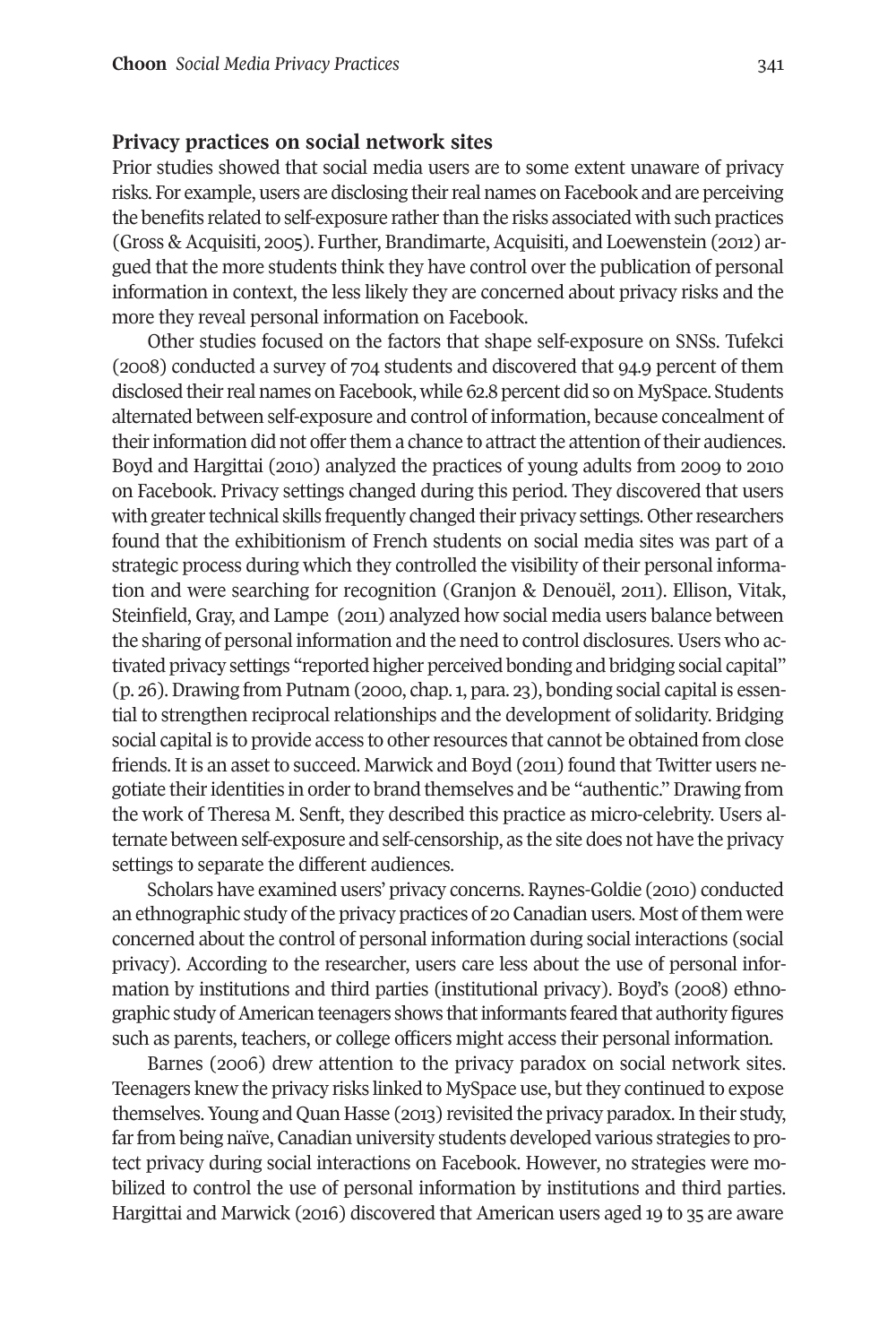### Privacy practices on social network sites

Prior studies showed that social media users are to some extent unaware of privacy risks. For example, users are disclosing their real names on Facebook and are perceiving the benefits related to self-exposure rather than the risks associated with such practices (Gross & Acquisiti, 2005). Further, Brandimarte, Acquisiti, and Loewenstein (2012) argued that the more students think they have control over the publication of personal information in context, the less likely they are concerned about privacy risks and the more they reveal personal information on Facebook.

Other studies focused on the factors that shape self-exposure on SNSs. Tufekci (2008) conducted a survey of 704 students and discovered that 94.9 percent of them disclosed their real names on Facebook, while 62.8 percent did so on MySpace. Students alternated between self-exposure and control of information, because concealment of their information did not offer them a chance to attract the attention of their audiences. Boyd and Hargittai (2010) analyzed the practices of young adults from 2009 to 2010 on Facebook. Privacy settings changed during this period. They discovered that users with greater technical skills frequently changed their privacy settings. Other researchers found that the exhibitionism of French students on social media sites was part of a strategic process during which they controlled the visibility of their personal information and were searching for recognition (Granjon & Denouël, 2011). Ellison, Vitak, Steinfield, Gray, and Lampe (2011) analyzed how social media users balance between the sharing of personal information and the need to control disclosures. Users who activated privacy settings "reported higher perceived bonding and bridging social capital" (p. 26). Drawing from Putnam (2000, chap. 1, para. 23), bonding social capital is essential to strengthen reciprocal relationships and the development of solidarity. Bridging social capital is to provide access to other resources that cannot be obtained from close friends. It is an asset to succeed. Marwick and Boyd (2011) found that Twitter users negotiate their identities in order to brand themselves and be "authentic." Drawing from the work of Theresa M. Senft, they described this practice as micro-celebrity. Users alternate between self-exposure and self-censorship, as the site does not have the privacy settings to separate the different audiences.

Scholars have examined users' privacy concerns. Raynes-Goldie (2010) conducted an ethnographic study of the privacy practices of 20 Canadian users. Most of them were concerned about the control of personal information during social interactions (social privacy). According to the researcher, users care less about the use of personal information by institutions and third parties (institutional privacy). Boyd's (2008) ethnographic study of American teenagers shows that informants feared that authority figures such as parents, teachers, or college officers might access their personal information.

Barnes (2006) drew attention to the privacy paradox on social network sites. Teenagers knew the privacy risks linked to MySpace use, but they continued to expose themselves. Young and Quan Hasse (2013) revisited the privacy paradox. In their study, far from being naïve, Canadian university students developed various strategies to protect privacy during social interactions on Facebook. However, no strategies were mobilized to control the use of personal information by institutions and third parties. Hargittai and Marwick (2016) discovered that American users aged 19 to 35 are aware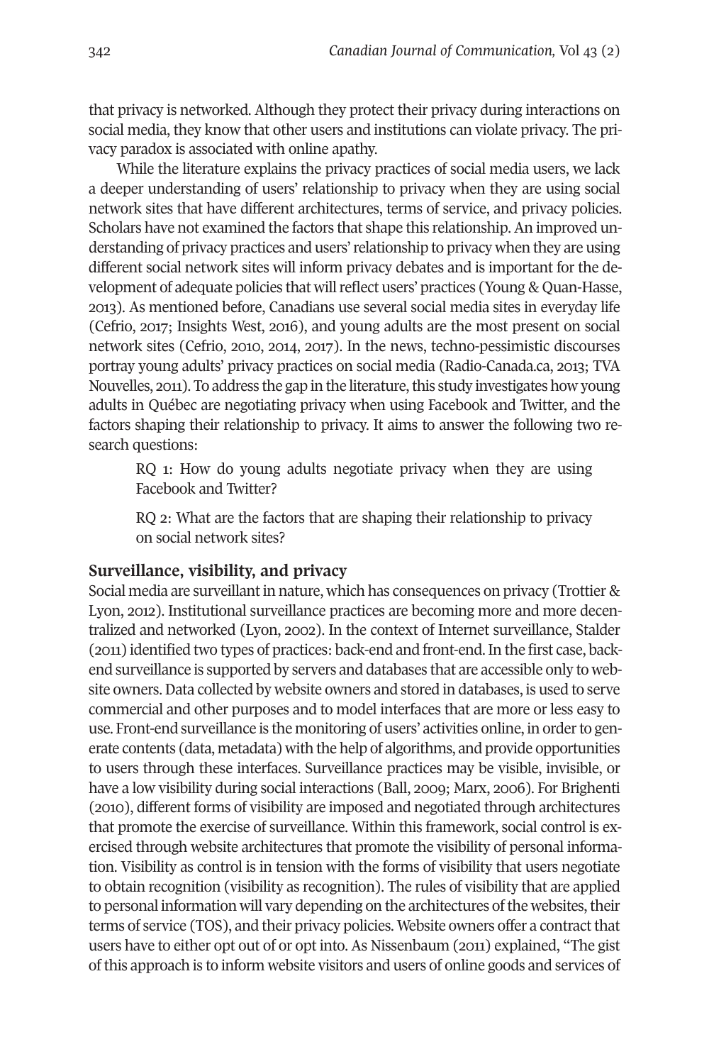that privacy is networked. Although they protect their privacy during interactions on social media, they know that other users and institutions can violate privacy. The privacy paradox is associated with online apathy.

While the literature explains the privacy practices of social media users, we lack a deeper understanding of users' relationship to privacy when they are using social network sites that have different architectures, terms of service, and privacy policies. Scholars have not examined the factors that shape this relationship. An improved understanding of privacy practices and users' relationship to privacy when they are using different social network sites will inform privacy debates and is important for the development of adequate policies that will reflect users' practices (Young & Quan-Hasse, 2013). As mentioned before, Canadians use several social media sites in everyday life (Cefrio, 2017; Insights West, 2016), and young adults are the most present on social network sites (Cefrio, 2010, 2014, 2017). In the news, techno-pessimistic discourses portray young adults' privacy practices on social media (Radio-Canada.ca, 2013; TVA Nouvelles, 2011). To address the gap in the literature, this study investigates how young adults in Québec are negotiating privacy when using Facebook and Twitter, and the factors shaping their relationship to privacy. It aims to answer the following two research questions:

> RQ 1: How do young adults negotiate privacy when they are using Facebook and Twitter?
>
> RQ 2: What are the factors that are shaping their relationship to privacy on social network sites?

## Surveillance, visibility, and privacy

Social media are surveillant in nature, which has consequences on privacy (Trottier & Lyon, 2012). Institutional surveillance practices are becoming more and more decentralized and networked (Lyon, 2002). In the context of Internet surveillance, Stalder (2011) identified two types of practices: back-end and front-end. In the first case, back-end surveillance is supported by servers and databases that are accessible only to website owners. Data collected by website owners and stored in databases, is used to serve commercial and other purposes and to model interfaces that are more or less easy to use. Front-end surveillance is the monitoring of users' activities online, in order to generate contents (data, metadata) with the help of algorithms, and provide opportunities to users through these interfaces. Surveillance practices may be visible, invisible, or have a low visibility during social interactions (Ball, 2009; Marx, 2006). For Brighenti (2010), different forms of visibility are imposed and negotiated through architectures that promote the exercise of surveillance. Within this framework, social control is exercised through website architectures that promote the visibility of personal information. Visibility as control is in tension with the forms of visibility that users negotiate to obtain recognition (visibility as recognition). The rules of visibility that are applied to personal information will vary depending on the architectures of the websites, their terms of service (TOS), and their privacy policies. Website owners offer a contract that users have to either opt out of or opt into. As Nissenbaum (2011) explained, "The gist of this approach is to inform website visitors and users of online goods and services of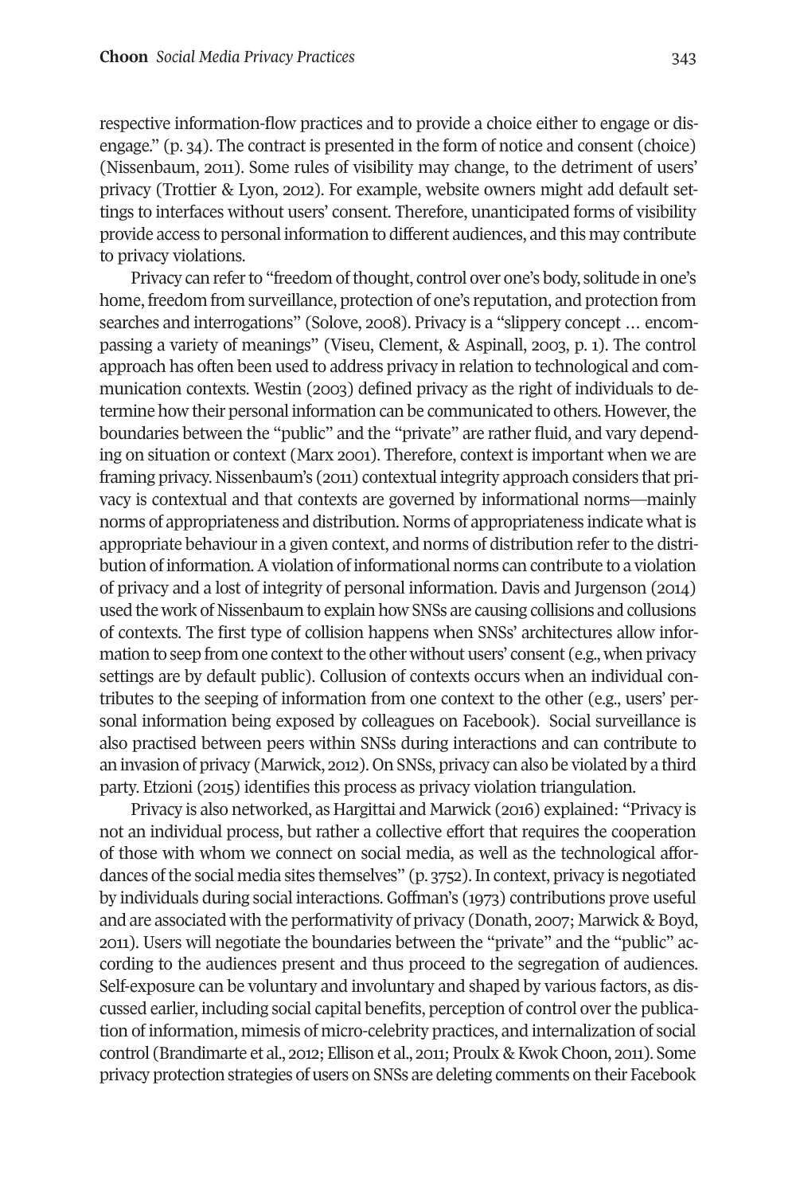respective information-flow practices and to provide a choice either to engage or disengage." (p. 34). The contract is presented in the form of notice and consent (choice) (Nissenbaum, 2011). Some rules of visibility may change, to the detriment of users' privacy (Trottier & Lyon, 2012). For example, website owners might add default settings to interfaces without users' consent. Therefore, unanticipated forms of visibility provide access to personal information to different audiences, and this may contribute to privacy violations.

Privacy can refer to "freedom of thought, control over one's body, solitude in one's home, freedom from surveillance, protection of one's reputation, and protection from searches and interrogations" (Solove, 2008). Privacy is a "slippery concept … encompassing a variety of meanings" (Viseu, Clement, & Aspinall, 2003, p. 1). The control approach has often been used to address privacy in relation to technological and communication contexts. Westin (2003) defined privacy as the right of individuals to determine how their personal information can be communicated to others. However, the boundaries between the "public" and the "private" are rather fluid, and vary depending on situation or context (Marx 2001). Therefore, context is important when we are framing privacy. Nissenbaum's (2011) contextual integrity approach considers that privacy is contextual and that contexts are governed by informational norms—mainly norms of appropriateness and distribution. Norms of appropriateness indicate what is appropriate behaviour in a given context, and norms of distribution refer to the distribution of information. A violation of informational norms can contribute to a violation of privacy and a lost of integrity of personal information. Davis and Jurgenson (2014) used the work of Nissenbaum to explain how SNSs are causing collisions and collusions of contexts. The first type of collision happens when SNSs' architectures allow information to seep from one context to the other without users' consent (e.g., when privacy settings are by default public). Collusion of contexts occurs when an individual contributes to the seeping of information from one context to the other (e.g., users' personal information being exposed by colleagues on Facebook). Social surveillance is also practised between peers within SNSs during interactions and can contribute to an invasion of privacy (Marwick, 2012). On SNSs, privacy can also be violated by a third party. Etzioni (2015) identifies this process as privacy violation triangulation.

Privacy is also networked, as Hargittai and Marwick (2016) explained: "Privacy is not an individual process, but rather a collective effort that requires the cooperation of those with whom we connect on social media, as well as the technological affordances of the social media sites themselves" (p. 3752). In context, privacy is negotiated by individuals during social interactions. Goffman's (1973) contributions prove useful and are associated with the performativity of privacy (Donath, 2007; Marwick & Boyd, 2011). Users will negotiate the boundaries between the "private" and the "public" according to the audiences present and thus proceed to the segregation of audiences. Self-exposure can be voluntary and involuntary and shaped by various factors, as discussed earlier, including social capital benefits, perception of control over the publication of information, mimesis of micro-celebrity practices, and internalization of social control (Brandimarte et al., 2012; Ellison et al., 2011; Proulx & Kwok Choon, 2011). Some privacy protection strategies of users on SNSs are deleting comments on their Facebook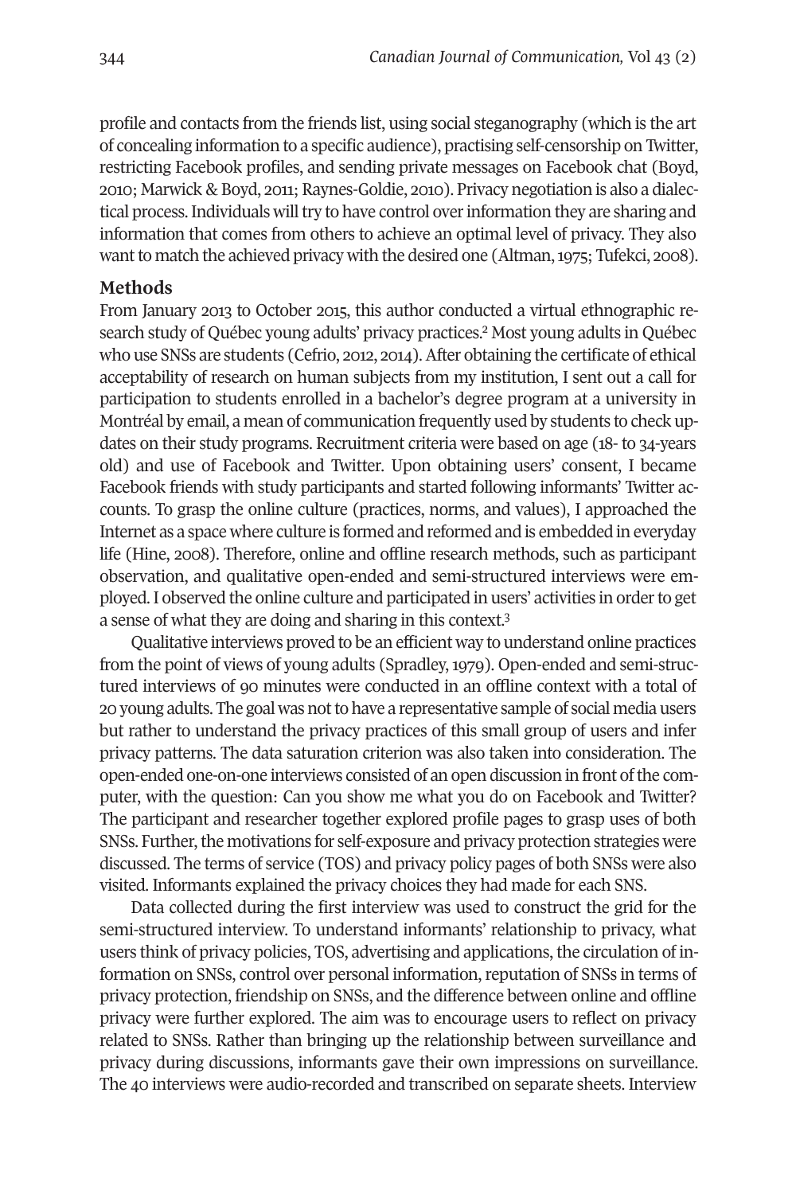profile and contacts from the friends list, using social steganography (which is the art of concealing information to a specific audience), practising self-censorship on Twitter, restricting Facebook profiles, and sending private messages on Facebook chat (Boyd, 2010; Marwick & Boyd, 2011; Raynes-Goldie, 2010). Privacy negotiation is also a dialectical process. Individuals will try to have control over information they are sharing and information that comes from others to achieve an optimal level of privacy. They also want to match the achieved privacy with the desired one (Altman, 1975; Tufekci, 2008).

## Methods

From January 2013 to October 2015, this author conducted a virtual ethnographic research study of Québec young adults' privacy practices.[2] Most young adults in Québec who use SNSs are students (Cefrio, 2012, 2014). After obtaining the certificate of ethical acceptability of research on human subjects from my institution, I sent out a call for participation to students enrolled in a bachelor's degree program at a university in Montréal by email, a mean of communication frequently used by students to check updates on their study programs. Recruitment criteria were based on age (18- to 34-years old) and use of Facebook and Twitter. Upon obtaining users' consent, I became Facebook friends with study participants and started following informants' Twitter accounts. To grasp the online culture (practices, norms, and values), I approached the Internet as a space where culture is formed and reformed and is embedded in everyday life (Hine, 2008). Therefore, online and offline research methods, such as participant observation, and qualitative open-ended and semi-structured interviews were employed. I observed the online culture and participated in users' activities in order to get a sense of what they are doing and sharing in this context.[3]

Qualitative interviews proved to be an efficient way to understand online practices from the point of views of young adults (Spradley, 1979). Open-ended and semi-structured interviews of 90 minutes were conducted in an offline context with a total of 20 young adults. The goal was not to have a representative sample of social media users but rather to understand the privacy practices of this small group of users and infer privacy patterns. The data saturation criterion was also taken into consideration. The open-ended one-on-one interviews consisted of an open discussion in front of the computer, with the question: Can you show me what you do on Facebook and Twitter? The participant and researcher together explored profile pages to grasp uses of both SNSs. Further, the motivations for self-exposure and privacy protection strategies were discussed. The terms of service (TOS) and privacy policy pages of both SNSs were also visited. Informants explained the privacy choices they had made for each SNS.

Data collected during the first interview was used to construct the grid for the semi-structured interview. To understand informants' relationship to privacy, what users think of privacy policies, TOS, advertising and applications, the circulation of information on SNSs, control over personal information, reputation of SNSs in terms of privacy protection, friendship on SNSs, and the difference between online and offline privacy were further explored. The aim was to encourage users to reflect on privacy related to SNSs. Rather than bringing up the relationship between surveillance and privacy during discussions, informants gave their own impressions on surveillance. The 40 interviews were audio-recorded and transcribed on separate sheets. Interview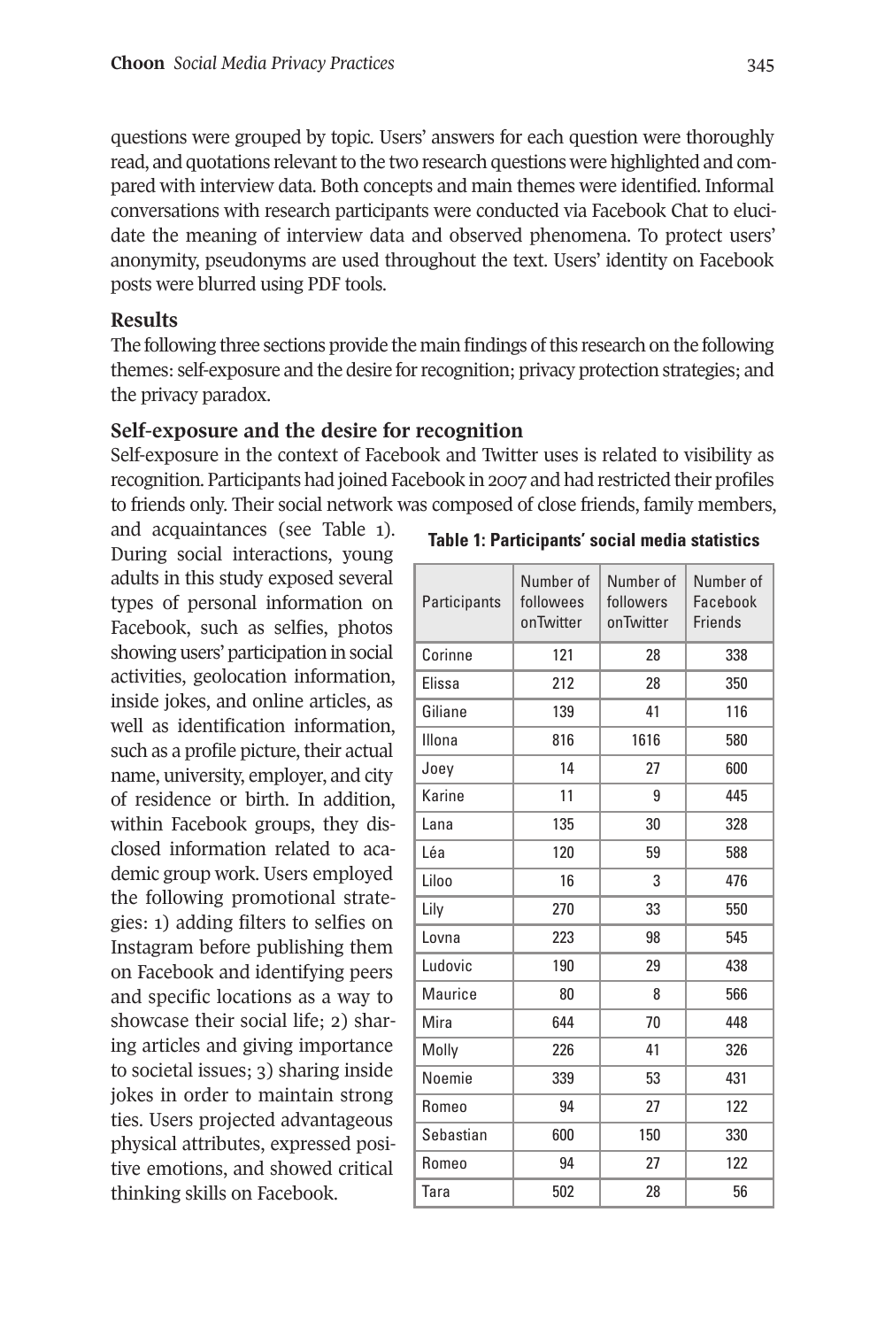questions were grouped by topic. Users' answers for each question were thoroughly read, and quotations relevant to the two research questions were highlighted and compared with interview data. Both concepts and main themes were identified. Informal conversations with research participants were conducted via Facebook Chat to elucidate the meaning of interview data and observed phenomena. To protect users' anonymity, pseudonyms are used throughout the text. Users' identity on Facebook posts were blurred using PDF tools.

## Results

The following three sections provide the main findings of this research on the following themes: self-exposure and the desire for recognition; privacy protection strategies; and the privacy paradox.

### Self-exposure and the desire for recognition

Self-exposure in the context of Facebook and Twitter uses is related to visibility as recognition. Participants had joined Facebook in 2007 and had restricted their profiles to friends only. Their social network was composed of close friends, family members, and acquaintances (see Table 1). During social interactions, young adults in this study exposed several types of personal information on Facebook, such as selfies, photos showing users' participation in social activities, geolocation information, inside jokes, and online articles, as well as identification information, such as a profile picture, their actual name, university, employer, and city of residence or birth. In addition, within Facebook groups, they disclosed information related to academic group work. Users employed the following promotional strategies: 1) adding filters to selfies on Instagram before publishing them on Facebook and identifying peers and specific locations as a way to showcase their social life; 2) sharing articles and giving importance to societal issues; 3) sharing inside jokes in order to maintain strong ties. Users projected advantageous physical attributes, expressed positive emotions, and showed critical thinking skills on Facebook.

**Table 1: Participants' social media statistics**

| Participants | Number of followees onTwitter | Number of followers onTwitter | Number of Facebook Friends |
|---|---|---|---|
| Corinne | 121 | 28 | 338 |
| Elissa | 212 | 28 | 350 |
| Giliane | 139 | 41 | 116 |
| Illona | 816 | 1616 | 580 |
| Joey | 14 | 27 | 600 |
| Karine | 11 | 9 | 445 |
| Lana | 135 | 30 | 328 |
| Léa | 120 | 59 | 588 |
| Liloo | 16 | 3 | 476 |
| Lily | 270 | 33 | 550 |
| Lovna | 223 | 98 | 545 |
| Ludovic | 190 | 29 | 438 |
| Maurice | 80 | 8 | 566 |
| Mira | 644 | 70 | 448 |
| Molly | 226 | 41 | 326 |
| Noemie | 339 | 53 | 431 |
| Romeo | 94 | 27 | 122 |
| Sebastian | 600 | 150 | 330 |
| Romeo | 94 | 27 | 122 |
| Tara | 502 | 28 | 56 |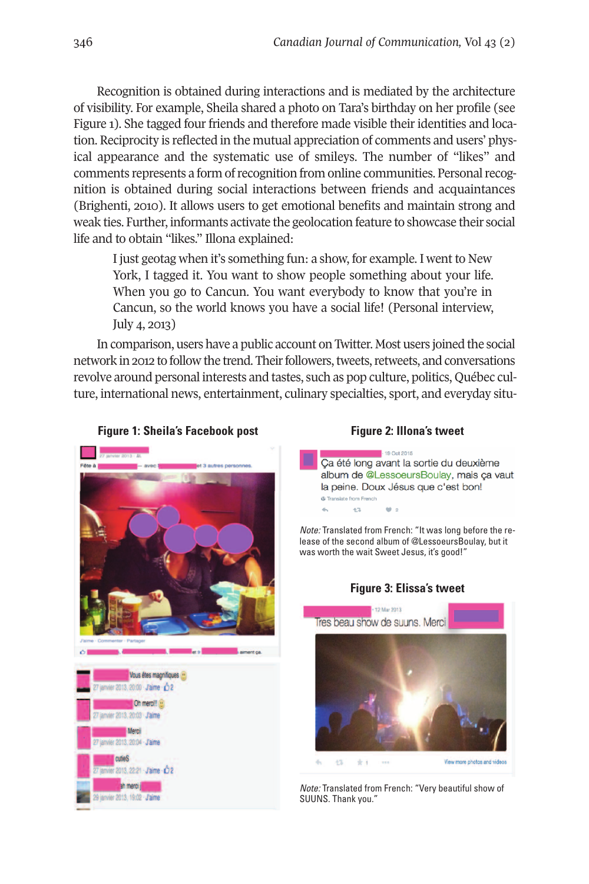Recognition is obtained during interactions and is mediated by the architecture of visibility. For example, Sheila shared a photo on Tara's birthday on her profile (see Figure 1). She tagged four friends and therefore made visible their identities and location. Reciprocity is reflected in the mutual appreciation of comments and users' physical appearance and the systematic use of smileys. The number of "likes" and comments represents a form of recognition from online communities. Personal recognition is obtained during social interactions between friends and acquaintances (Brighenti, 2010). It allows users to get emotional benefits and maintain strong and weak ties. Further, informants activate the geolocation feature to showcase their social life and to obtain "likes." Illona explained:

> I just geotag when it's something fun: a show, for example. I went to New York, I tagged it. You want to show people something about your life. When you go to Cancun. You want everybody to know that you're in Cancun, so the world knows you have a social life! (Personal interview, July 4, 2013)

In comparison, users have a public account on Twitter. Most users joined the social network in 2012 to follow the trend. Their followers, tweets, retweets, and conversations revolve around personal interests and tastes, such as pop culture, politics, Québec culture, international news, entertainment, culinary specialties, sport, and everyday situ-

**Figure 1: Sheila's Facebook post**

**Figure 2: Illona's tweet**

*Note:* Translated from French: "It was long before the release of the second album of @LessoeursBoulay, but it was worth the wait Sweet Jesus, it's good!"

**Figure 3: Elissa's tweet**

*Note:* Translated from French: "Very beautiful show of SUUNS. Thank you."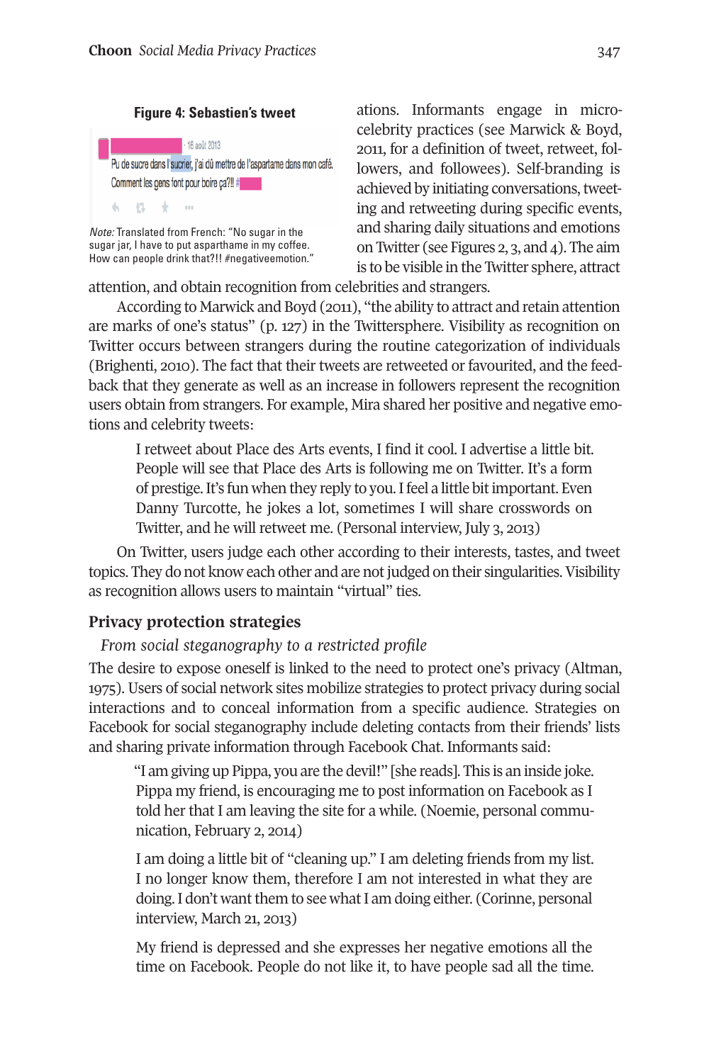**Figure 4: Sebastien's tweet**

· 16 août 2013

Pu de sucre dans l'sucrier, j'ai dû mettre de l'aspartame dans mon café. Comment les gens font pour boire ça?!! #

*Note:* Translated from French: "No sugar in the sugar jar, I have to put asparthame in my coffee. How can people drink that?!! #negativeemotion."

ations. Informants engage in micro-celebrity practices (see Marwick & Boyd, 2011, for a definition of tweet, retweet, followers, and followees). Self-branding is achieved by initiating conversations, tweeting and retweeting during specific events, and sharing daily situations and emotions on Twitter (see Figures 2, 3, and 4). The aim is to be visible in the Twitter sphere, attract attention, and obtain recognition from celebrities and strangers.

According to Marwick and Boyd (2011), "the ability to attract and retain attention are marks of one's status" (p. 127) in the Twittersphere. Visibility as recognition on Twitter occurs between strangers during the routine categorization of individuals (Brighenti, 2010). The fact that their tweets are retweeted or favourited, and the feedback that they generate as well as an increase in followers represent the recognition users obtain from strangers. For example, Mira shared her positive and negative emotions and celebrity tweets:

> I retweet about Place des Arts events, I find it cool. I advertise a little bit. People will see that Place des Arts is following me on Twitter. It's a form of prestige. It's fun when they reply to you. I feel a little bit important. Even Danny Turcotte, he jokes a lot, sometimes I will share crosswords on Twitter, and he will retweet me. (Personal interview, July 3, 2013)

On Twitter, users judge each other according to their interests, tastes, and tweet topics. They do not know each other and are not judged on their singularities. Visibility as recognition allows users to maintain "virtual" ties.

## Privacy protection strategies

### *From social steganography to a restricted profile*

The desire to expose oneself is linked to the need to protect one's privacy (Altman, 1975). Users of social network sites mobilize strategies to protect privacy during social interactions and to conceal information from a specific audience. Strategies on Facebook for social steganography include deleting contacts from their friends' lists and sharing private information through Facebook Chat. Informants said:

> "I am giving up Pippa, you are the devil!" [she reads]. This is an inside joke. Pippa my friend, is encouraging me to post information on Facebook as I told her that I am leaving the site for a while. (Noemie, personal communication, February 2, 2014)

> I am doing a little bit of "cleaning up." I am deleting friends from my list. I no longer know them, therefore I am not interested in what they are doing. I don't want them to see what I am doing either. (Corinne, personal interview, March 21, 2013)

> My friend is depressed and she expresses her negative emotions all the time on Facebook. People do not like it, to have people sad all the time.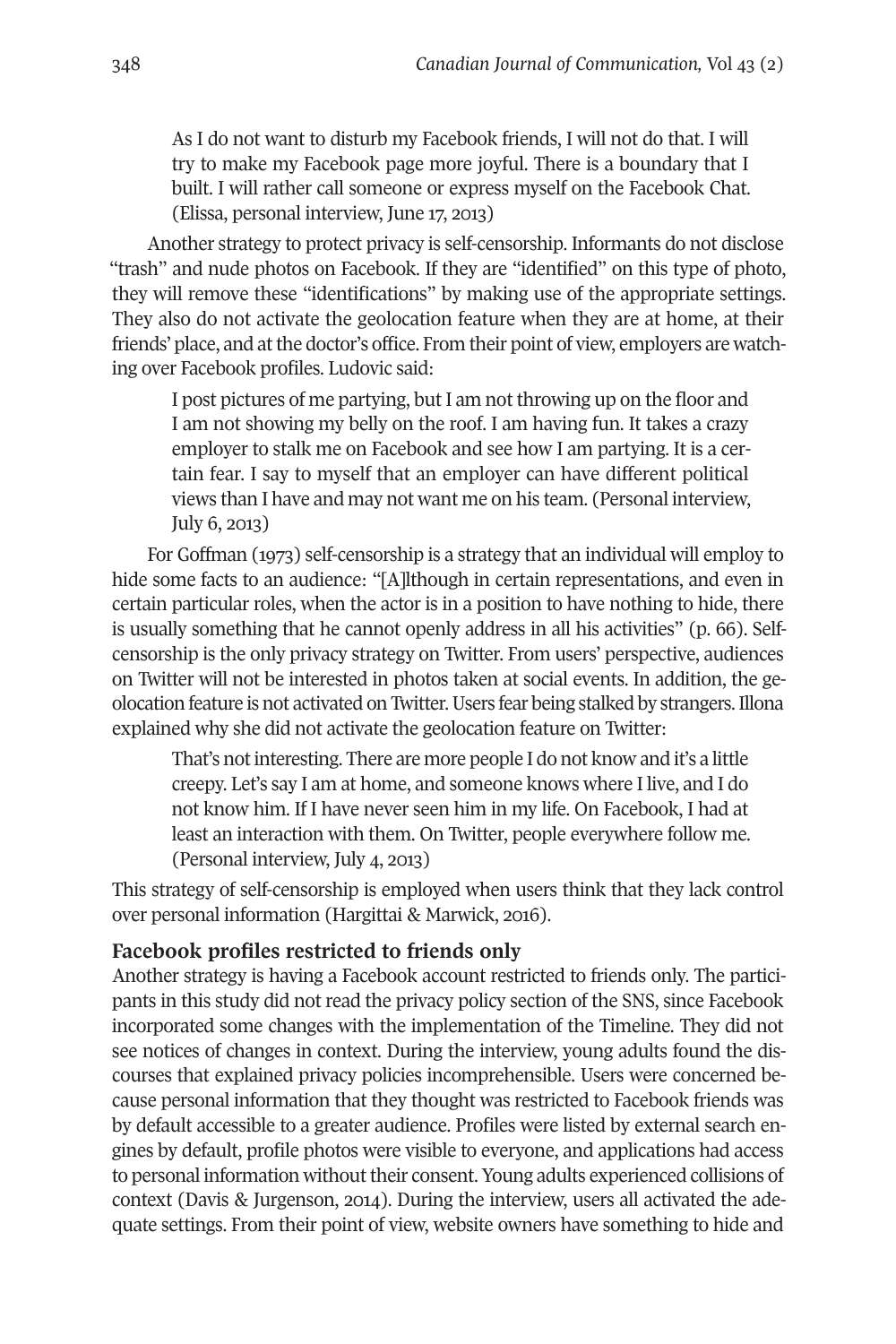> As I do not want to disturb my Facebook friends, I will not do that. I will try to make my Facebook page more joyful. There is a boundary that I built. I will rather call someone or express myself on the Facebook Chat. (Elissa, personal interview, June 17, 2013)

Another strategy to protect privacy is self-censorship. Informants do not disclose "trash" and nude photos on Facebook. If they are "identified" on this type of photo, they will remove these "identifications" by making use of the appropriate settings. They also do not activate the geolocation feature when they are at home, at their friends' place, and at the doctor's office. From their point of view, employers are watching over Facebook profiles. Ludovic said:

> I post pictures of me partying, but I am not throwing up on the floor and I am not showing my belly on the roof. I am having fun. It takes a crazy employer to stalk me on Facebook and see how I am partying. It is a certain fear. I say to myself that an employer can have different political views than I have and may not want me on his team. (Personal interview, July 6, 2013)

For Goffman (1973) self-censorship is a strategy that an individual will employ to hide some facts to an audience: "[A]lthough in certain representations, and even in certain particular roles, when the actor is in a position to have nothing to hide, there is usually something that he cannot openly address in all his activities" (p. 66). Self-censorship is the only privacy strategy on Twitter. From users' perspective, audiences on Twitter will not be interested in photos taken at social events. In addition, the geolocation feature is not activated on Twitter. Users fear being stalked by strangers. Illona explained why she did not activate the geolocation feature on Twitter:

> That's not interesting. There are more people I do not know and it's a little creepy. Let's say I am at home, and someone knows where I live, and I do not know him. If I have never seen him in my life. On Facebook, I had at least an interaction with them. On Twitter, people everywhere follow me. (Personal interview, July 4, 2013)

This strategy of self-censorship is employed when users think that they lack control over personal information (Hargittai & Marwick, 2016).

### Facebook profiles restricted to friends only

Another strategy is having a Facebook account restricted to friends only. The participants in this study did not read the privacy policy section of the SNS, since Facebook incorporated some changes with the implementation of the Timeline. They did not see notices of changes in context. During the interview, young adults found the discourses that explained privacy policies incomprehensible. Users were concerned because personal information that they thought was restricted to Facebook friends was by default accessible to a greater audience. Profiles were listed by external search engines by default, profile photos were visible to everyone, and applications had access to personal information without their consent. Young adults experienced collisions of context (Davis & Jurgenson, 2014). During the interview, users all activated the adequate settings. From their point of view, website owners have something to hide and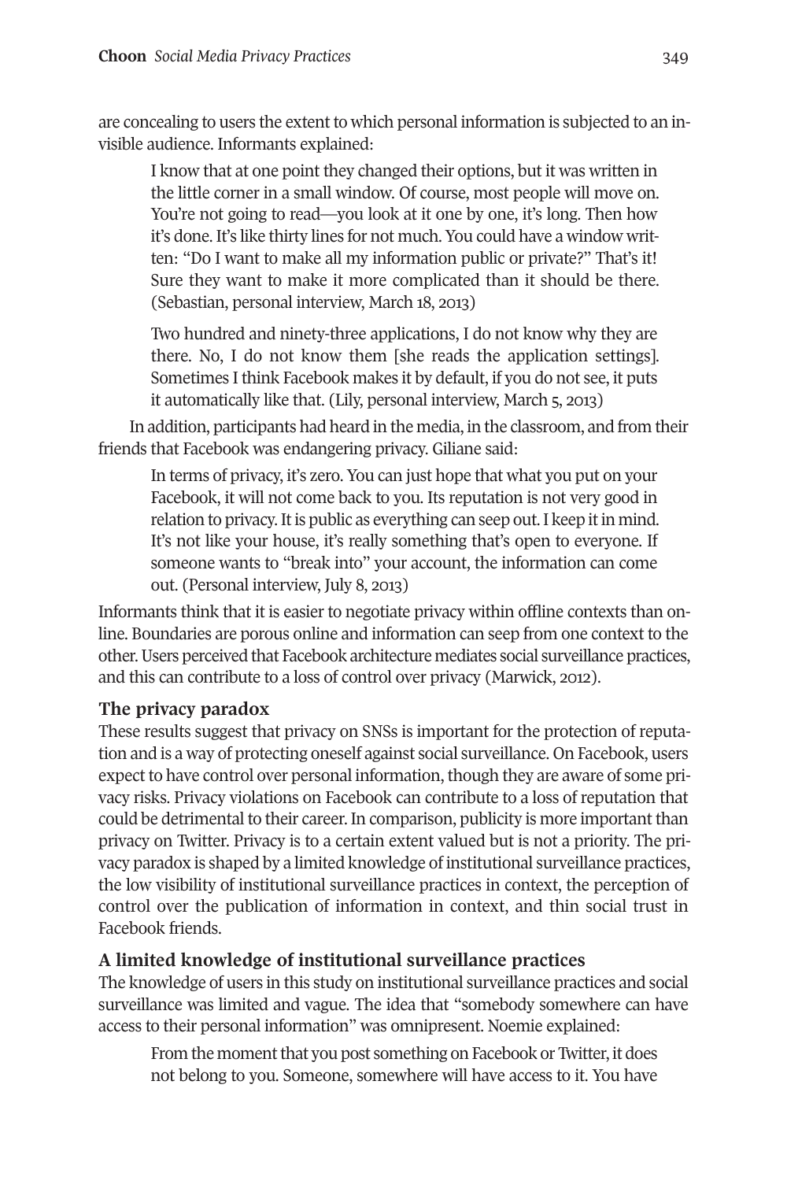are concealing to users the extent to which personal information is subjected to an invisible audience. Informants explained:

> I know that at one point they changed their options, but it was written in the little corner in a small window. Of course, most people will move on. You're not going to read—you look at it one by one, it's long. Then how it's done. It's like thirty lines for not much. You could have a window written: "Do I want to make all my information public or private?" That's it! Sure they want to make it more complicated than it should be there. (Sebastian, personal interview, March 18, 2013)

> Two hundred and ninety-three applications, I do not know why they are there. No, I do not know them [she reads the application settings]. Sometimes I think Facebook makes it by default, if you do not see, it puts it automatically like that. (Lily, personal interview, March 5, 2013)

In addition, participants had heard in the media, in the classroom, and from their friends that Facebook was endangering privacy. Giliane said:

> In terms of privacy, it's zero. You can just hope that what you put on your Facebook, it will not come back to you. Its reputation is not very good in relation to privacy. It is public as everything can seep out. I keep it in mind. It's not like your house, it's really something that's open to everyone. If someone wants to "break into" your account, the information can come out. (Personal interview, July 8, 2013)

Informants think that it is easier to negotiate privacy within offline contexts than online. Boundaries are porous online and information can seep from one context to the other. Users perceived that Facebook architecture mediates social surveillance practices, and this can contribute to a loss of control over privacy (Marwick, 2012).

### The privacy paradox

These results suggest that privacy on SNSs is important for the protection of reputation and is a way of protecting oneself against social surveillance. On Facebook, users expect to have control over personal information, though they are aware of some privacy risks. Privacy violations on Facebook can contribute to a loss of reputation that could be detrimental to their career. In comparison, publicity is more important than privacy on Twitter. Privacy is to a certain extent valued but is not a priority. The privacy paradox is shaped by a limited knowledge of institutional surveillance practices, the low visibility of institutional surveillance practices in context, the perception of control over the publication of information in context, and thin social trust in Facebook friends.

### A limited knowledge of institutional surveillance practices

The knowledge of users in this study on institutional surveillance practices and social surveillance was limited and vague. The idea that "somebody somewhere can have access to their personal information" was omnipresent. Noemie explained:

> From the moment that you post something on Facebook or Twitter, it does not belong to you. Someone, somewhere will have access to it. You have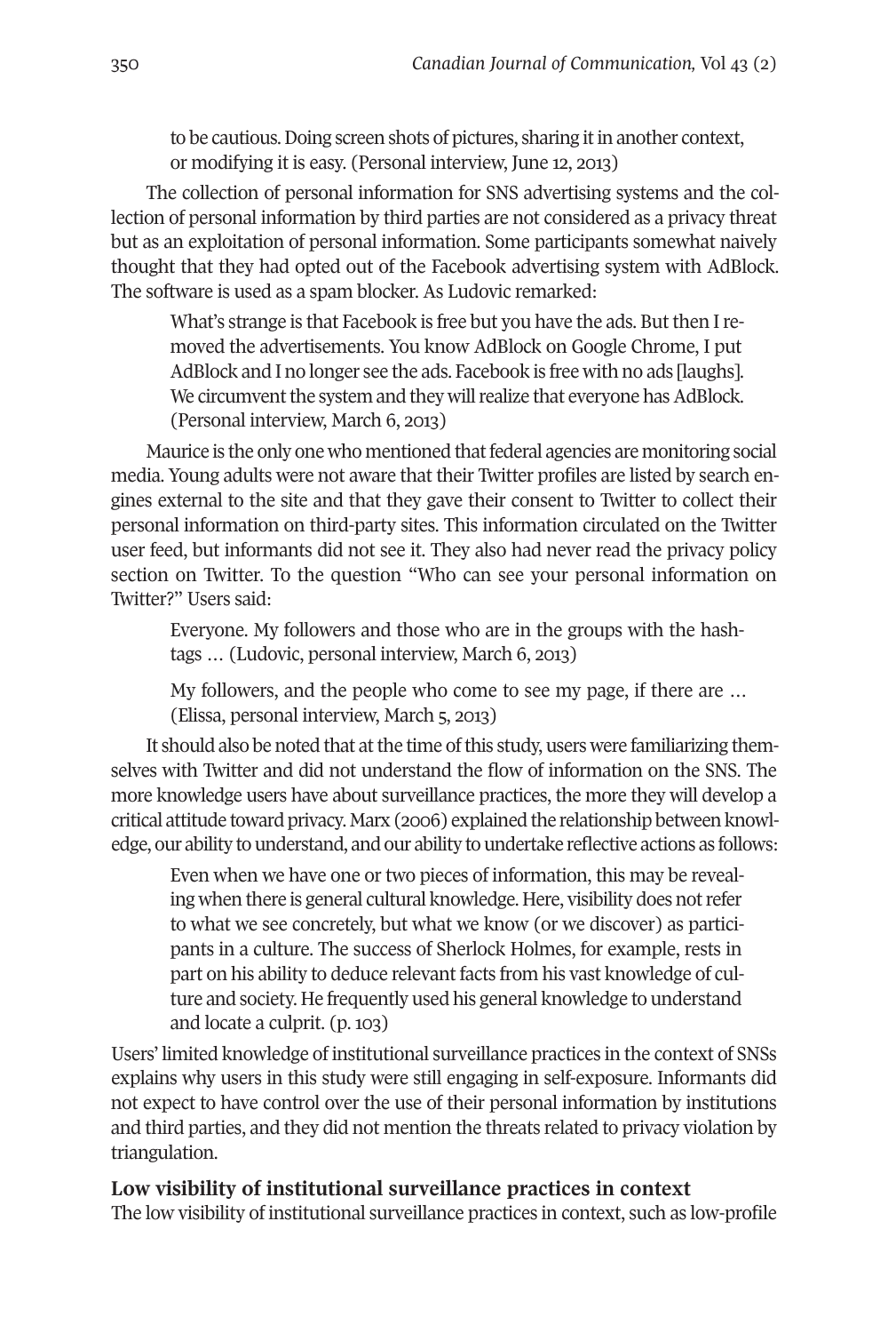to be cautious. Doing screen shots of pictures, sharing it in another context, or modifying it is easy. (Personal interview, June 12, 2013)

The collection of personal information for SNS advertising systems and the collection of personal information by third parties are not considered as a privacy threat but as an exploitation of personal information. Some participants somewhat naively thought that they had opted out of the Facebook advertising system with AdBlock. The software is used as a spam blocker. As Ludovic remarked:

> What's strange is that Facebook is free but you have the ads. But then I removed the advertisements. You know AdBlock on Google Chrome, I put AdBlock and I no longer see the ads. Facebook is free with no ads [laughs]. We circumvent the system and they will realize that everyone has AdBlock. (Personal interview, March 6, 2013)

Maurice is the only one who mentioned that federal agencies are monitoring social media. Young adults were not aware that their Twitter profiles are listed by search engines external to the site and that they gave their consent to Twitter to collect their personal information on third-party sites. This information circulated on the Twitter user feed, but informants did not see it. They also had never read the privacy policy section on Twitter. To the question "Who can see your personal information on Twitter?" Users said:

> Everyone. My followers and those who are in the groups with the hashtags … (Ludovic, personal interview, March 6, 2013)

> My followers, and the people who come to see my page, if there are … (Elissa, personal interview, March 5, 2013)

It should also be noted that at the time of this study, users were familiarizing themselves with Twitter and did not understand the flow of information on the SNS. The more knowledge users have about surveillance practices, the more they will develop a critical attitude toward privacy. Marx (2006) explained the relationship between knowledge, our ability to understand, and our ability to undertake reflective actions as follows:

> Even when we have one or two pieces of information, this may be revealing when there is general cultural knowledge. Here, visibility does not refer to what we see concretely, but what we know (or we discover) as participants in a culture. The success of Sherlock Holmes, for example, rests in part on his ability to deduce relevant facts from his vast knowledge of culture and society. He frequently used his general knowledge to understand and locate a culprit. (p. 103)

Users' limited knowledge of institutional surveillance practices in the context of SNSs explains why users in this study were still engaging in self-exposure. Informants did not expect to have control over the use of their personal information by institutions and third parties, and they did not mention the threats related to privacy violation by triangulation.

**Low visibility of institutional surveillance practices in context**

The low visibility of institutional surveillance practices in context, such as low-profile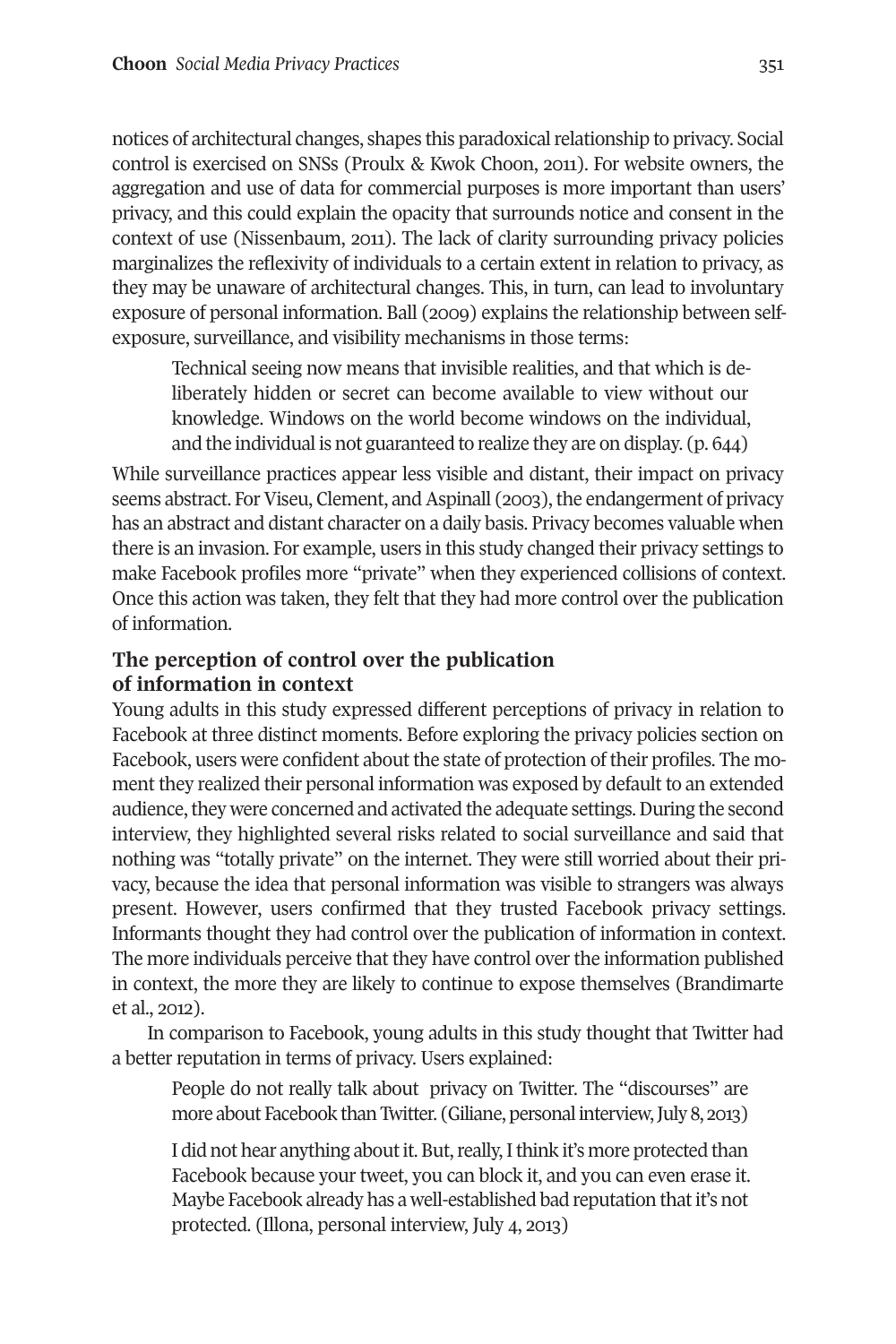notices of architectural changes, shapes this paradoxical relationship to privacy. Social control is exercised on SNSs (Proulx & Kwok Choon, 2011). For website owners, the aggregation and use of data for commercial purposes is more important than users' privacy, and this could explain the opacity that surrounds notice and consent in the context of use (Nissenbaum, 2011). The lack of clarity surrounding privacy policies marginalizes the reflexivity of individuals to a certain extent in relation to privacy, as they may be unaware of architectural changes. This, in turn, can lead to involuntary exposure of personal information. Ball (2009) explains the relationship between self-exposure, surveillance, and visibility mechanisms in those terms:

> Technical seeing now means that invisible realities, and that which is deliberately hidden or secret can become available to view without our knowledge. Windows on the world become windows on the individual, and the individual is not guaranteed to realize they are on display. (p. 644)

While surveillance practices appear less visible and distant, their impact on privacy seems abstract. For Viseu, Clement, and Aspinall (2003), the endangerment of privacy has an abstract and distant character on a daily basis. Privacy becomes valuable when there is an invasion. For example, users in this study changed their privacy settings to make Facebook profiles more "private" when they experienced collisions of context. Once this action was taken, they felt that they had more control over the publication of information.

### The perception of control over the publication of information in context

Young adults in this study expressed different perceptions of privacy in relation to Facebook at three distinct moments. Before exploring the privacy policies section on Facebook, users were confident about the state of protection of their profiles. The moment they realized their personal information was exposed by default to an extended audience, they were concerned and activated the adequate settings. During the second interview, they highlighted several risks related to social surveillance and said that nothing was "totally private" on the internet. They were still worried about their privacy, because the idea that personal information was visible to strangers was always present. However, users confirmed that they trusted Facebook privacy settings. Informants thought they had control over the publication of information in context. The more individuals perceive that they have control over the information published in context, the more they are likely to continue to expose themselves (Brandimarte et al., 2012).

In comparison to Facebook, young adults in this study thought that Twitter had a better reputation in terms of privacy. Users explained:

> People do not really talk about privacy on Twitter. The "discourses" are more about Facebook than Twitter. (Giliane, personal interview, July 8, 2013)

> I did not hear anything about it. But, really, I think it's more protected than Facebook because your tweet, you can block it, and you can even erase it. Maybe Facebook already has a well-established bad reputation that it's not protected. (Illona, personal interview, July 4, 2013)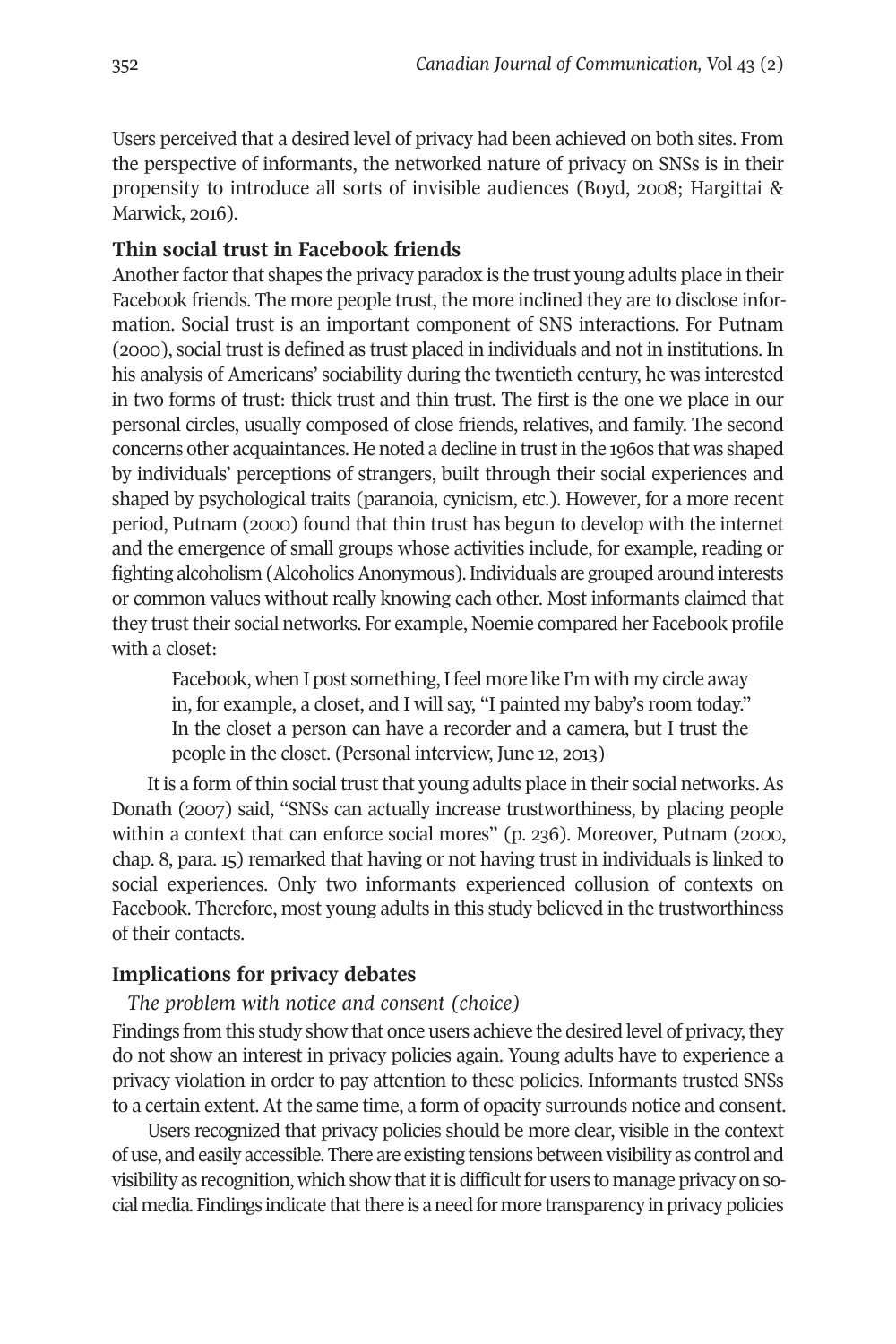Users perceived that a desired level of privacy had been achieved on both sites. From the perspective of informants, the networked nature of privacy on SNSs is in their propensity to introduce all sorts of invisible audiences (Boyd, 2008; Hargittai & Marwick, 2016).

## Thin social trust in Facebook friends

Another factor that shapes the privacy paradox is the trust young adults place in their Facebook friends. The more people trust, the more inclined they are to disclose information. Social trust is an important component of SNS interactions. For Putnam (2000), social trust is defined as trust placed in individuals and not in institutions. In his analysis of Americans' sociability during the twentieth century, he was interested in two forms of trust: thick trust and thin trust. The first is the one we place in our personal circles, usually composed of close friends, relatives, and family. The second concerns other acquaintances. He noted a decline in trust in the 1960s that was shaped by individuals' perceptions of strangers, built through their social experiences and shaped by psychological traits (paranoia, cynicism, etc.). However, for a more recent period, Putnam (2000) found that thin trust has begun to develop with the internet and the emergence of small groups whose activities include, for example, reading or fighting alcoholism (Alcoholics Anonymous). Individuals are grouped around interests or common values without really knowing each other. Most informants claimed that they trust their social networks. For example, Noemie compared her Facebook profile with a closet:

> Facebook, when I post something, I feel more like I'm with my circle away in, for example, a closet, and I will say, "I painted my baby's room today." In the closet a person can have a recorder and a camera, but I trust the people in the closet. (Personal interview, June 12, 2013)

It is a form of thin social trust that young adults place in their social networks. As Donath (2007) said, "SNSs can actually increase trustworthiness, by placing people within a context that can enforce social mores" (p. 236). Moreover, Putnam (2000, chap. 8, para. 15) remarked that having or not having trust in individuals is linked to social experiences. Only two informants experienced collusion of contexts on Facebook. Therefore, most young adults in this study believed in the trustworthiness of their contacts.

## Implications for privacy debates

### *The problem with notice and consent (choice)*

Findings from this study show that once users achieve the desired level of privacy, they do not show an interest in privacy policies again. Young adults have to experience a privacy violation in order to pay attention to these policies. Informants trusted SNSs to a certain extent. At the same time, a form of opacity surrounds notice and consent.

Users recognized that privacy policies should be more clear, visible in the context of use, and easily accessible. There are existing tensions between visibility as control and visibility as recognition, which show that it is difficult for users to manage privacy on social media. Findings indicate that there is a need for more transparency in privacy policies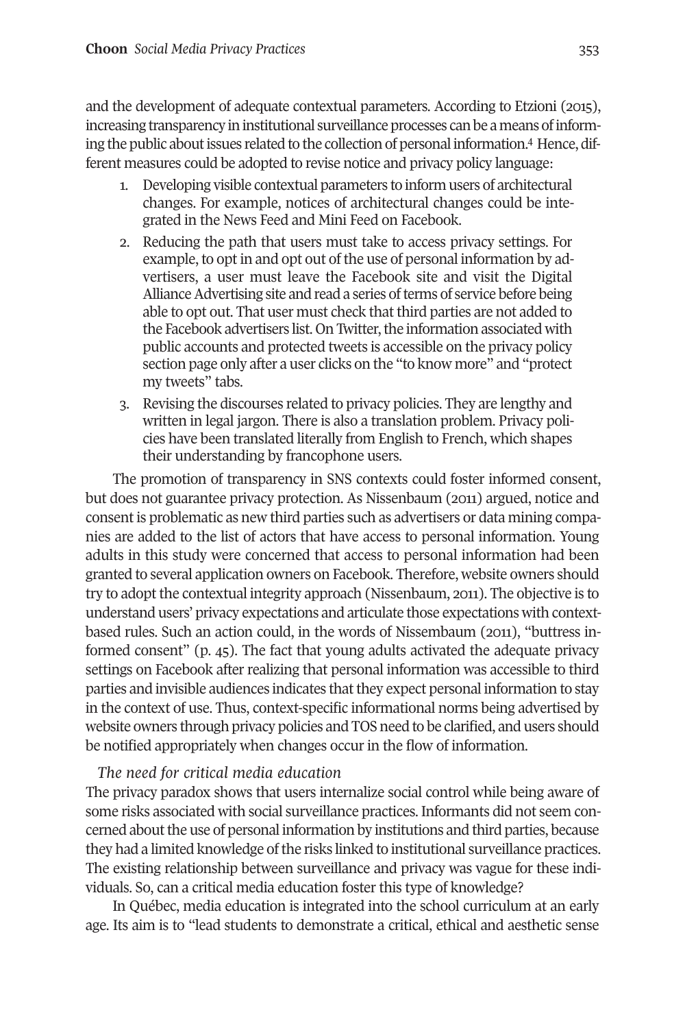and the development of adequate contextual parameters. According to Etzioni (2015), increasing transparency in institutional surveillance processes can be a means of informing the public about issues related to the collection of personal information.[4] Hence, different measures could be adopted to revise notice and privacy policy language:

1. Developing visible contextual parameters to inform users of architectural changes. For example, notices of architectural changes could be integrated in the News Feed and Mini Feed on Facebook.
2. Reducing the path that users must take to access privacy settings. For example, to opt in and opt out of the use of personal information by advertisers, a user must leave the Facebook site and visit the Digital Alliance Advertising site and read a series of terms of service before being able to opt out. That user must check that third parties are not added to the Facebook advertisers list. On Twitter, the information associated with public accounts and protected tweets is accessible on the privacy policy section page only after a user clicks on the "to know more" and "protect my tweets" tabs.
3. Revising the discourses related to privacy policies. They are lengthy and written in legal jargon. There is also a translation problem. Privacy policies have been translated literally from English to French, which shapes their understanding by francophone users.

The promotion of transparency in SNS contexts could foster informed consent, but does not guarantee privacy protection. As Nissenbaum (2011) argued, notice and consent is problematic as new third parties such as advertisers or data mining companies are added to the list of actors that have access to personal information. Young adults in this study were concerned that access to personal information had been granted to several application owners on Facebook. Therefore, website owners should try to adopt the contextual integrity approach (Nissenbaum, 2011). The objective is to understand users' privacy expectations and articulate those expectations with context-based rules. Such an action could, in the words of Nissembaum (2011), "buttress informed consent" (p. 45). The fact that young adults activated the adequate privacy settings on Facebook after realizing that personal information was accessible to third parties and invisible audiences indicates that they expect personal information to stay in the context of use. Thus, context-specific informational norms being advertised by website owners through privacy policies and TOS need to be clarified, and users should be notified appropriately when changes occur in the flow of information.

*The need for critical media education*

The privacy paradox shows that users internalize social control while being aware of some risks associated with social surveillance practices. Informants did not seem concerned about the use of personal information by institutions and third parties, because they had a limited knowledge of the risks linked to institutional surveillance practices. The existing relationship between surveillance and privacy was vague for these individuals. So, can a critical media education foster this type of knowledge?

In Québec, media education is integrated into the school curriculum at an early age. Its aim is to "lead students to demonstrate a critical, ethical and aesthetic sense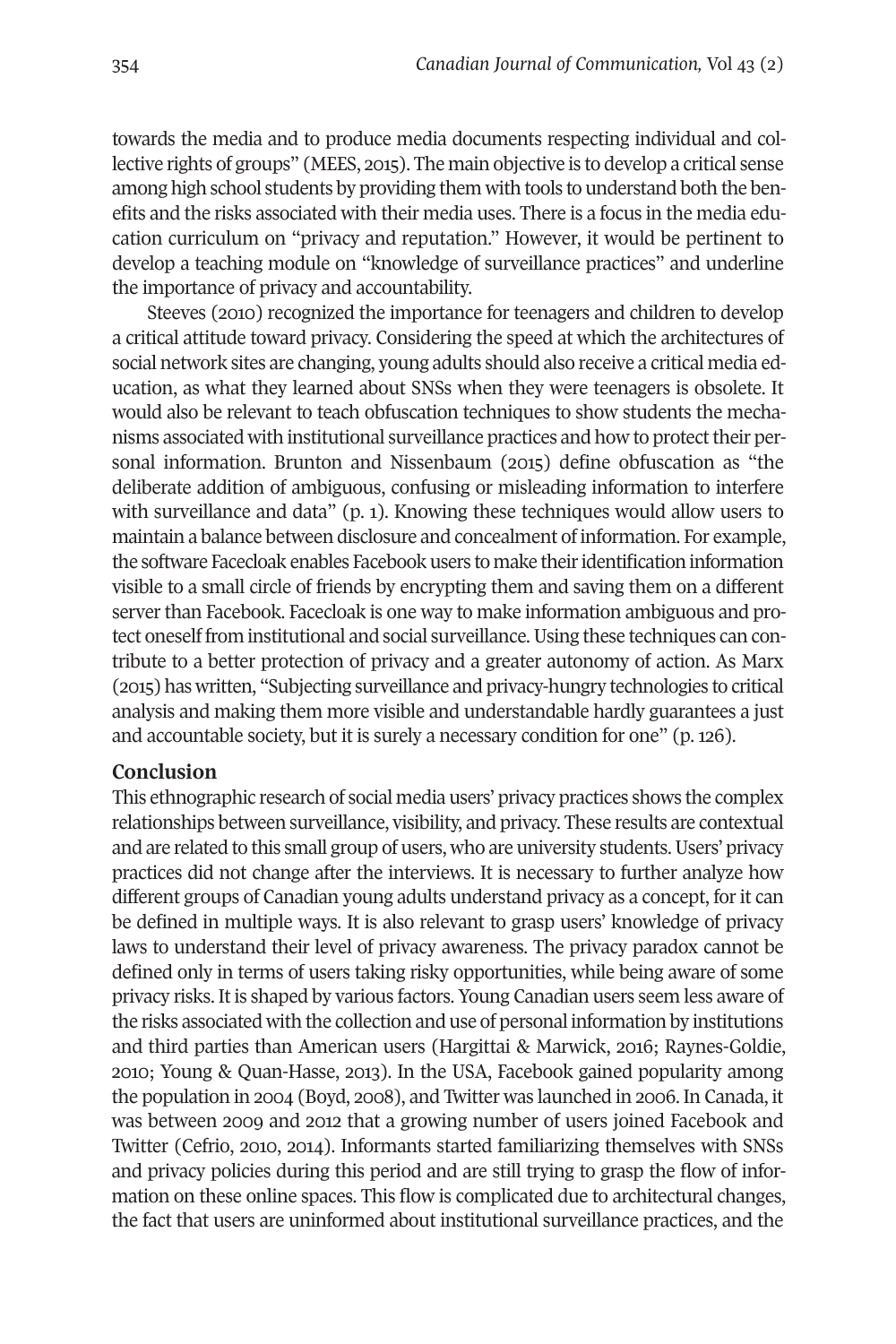towards the media and to produce media documents respecting individual and collective rights of groups" (MEES, 2015). The main objective is to develop a critical sense among high school students by providing them with tools to understand both the benefits and the risks associated with their media uses. There is a focus in the media education curriculum on "privacy and reputation." However, it would be pertinent to develop a teaching module on "knowledge of surveillance practices" and underline the importance of privacy and accountability.

Steeves (2010) recognized the importance for teenagers and children to develop a critical attitude toward privacy. Considering the speed at which the architectures of social network sites are changing, young adults should also receive a critical media education, as what they learned about SNSs when they were teenagers is obsolete. It would also be relevant to teach obfuscation techniques to show students the mechanisms associated with institutional surveillance practices and how to protect their personal information. Brunton and Nissenbaum (2015) define obfuscation as "the deliberate addition of ambiguous, confusing or misleading information to interfere with surveillance and data" (p. 1). Knowing these techniques would allow users to maintain a balance between disclosure and concealment of information. For example, the software Facecloak enables Facebook users to make their identification information visible to a small circle of friends by encrypting them and saving them on a different server than Facebook. Facecloak is one way to make information ambiguous and protect oneself from institutional and social surveillance. Using these techniques can contribute to a better protection of privacy and a greater autonomy of action. As Marx (2015) has written, "Subjecting surveillance and privacy-hungry technologies to critical analysis and making them more visible and understandable hardly guarantees a just and accountable society, but it is surely a necessary condition for one" (p. 126).

## Conclusion

This ethnographic research of social media users' privacy practices shows the complex relationships between surveillance, visibility, and privacy. These results are contextual and are related to this small group of users, who are university students. Users' privacy practices did not change after the interviews. It is necessary to further analyze how different groups of Canadian young adults understand privacy as a concept, for it can be defined in multiple ways. It is also relevant to grasp users' knowledge of privacy laws to understand their level of privacy awareness. The privacy paradox cannot be defined only in terms of users taking risky opportunities, while being aware of some privacy risks. It is shaped by various factors. Young Canadian users seem less aware of the risks associated with the collection and use of personal information by institutions and third parties than American users (Hargittai & Marwick, 2016; Raynes-Goldie, 2010; Young & Quan-Hasse, 2013). In the USA, Facebook gained popularity among the population in 2004 (Boyd, 2008), and Twitter was launched in 2006. In Canada, it was between 2009 and 2012 that a growing number of users joined Facebook and Twitter (Cefrio, 2010, 2014). Informants started familiarizing themselves with SNSs and privacy policies during this period and are still trying to grasp the flow of information on these online spaces. This flow is complicated due to architectural changes, the fact that users are uninformed about institutional surveillance practices, and the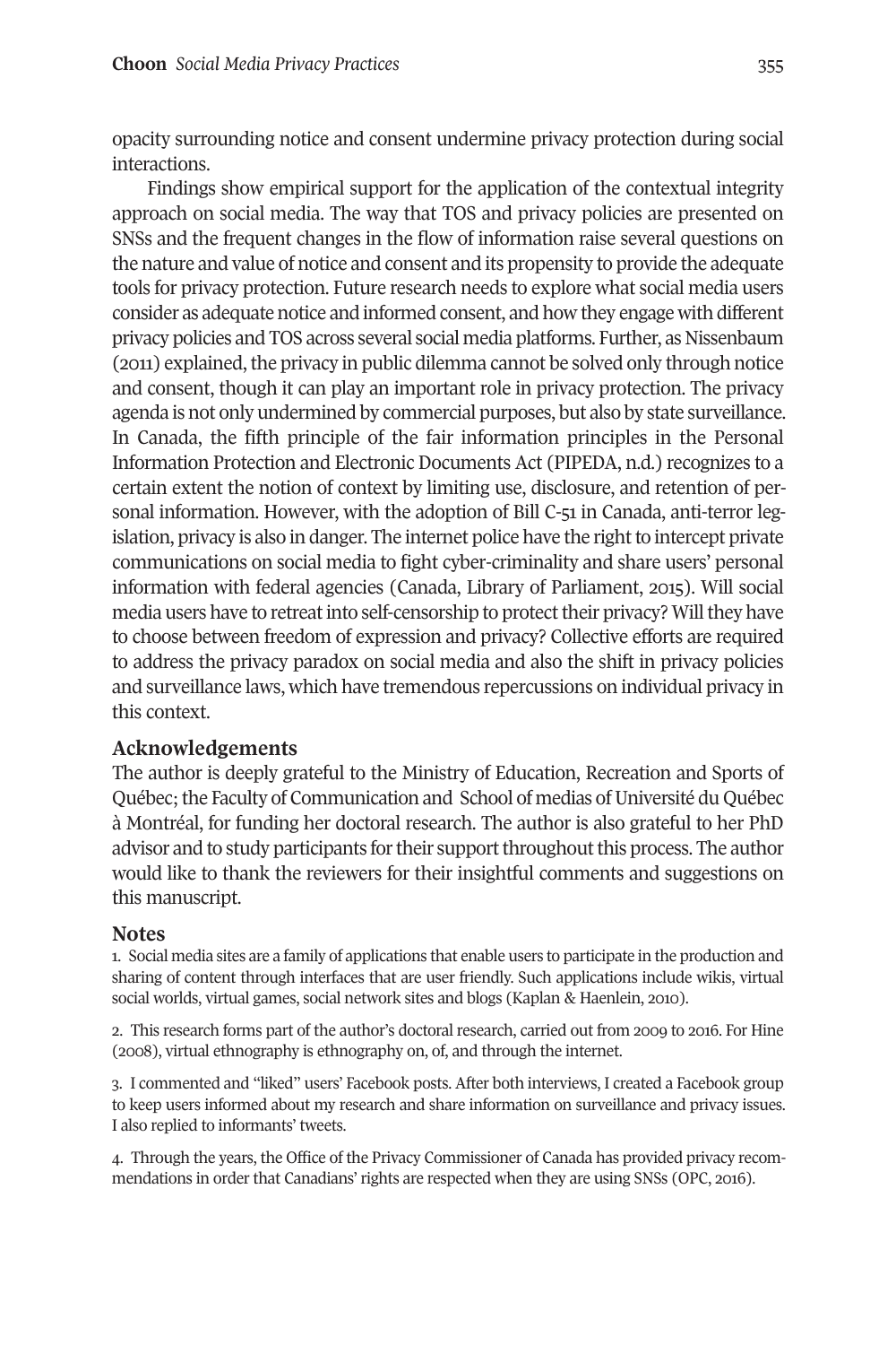opacity surrounding notice and consent undermine privacy protection during social interactions.

Findings show empirical support for the application of the contextual integrity approach on social media. The way that TOS and privacy policies are presented on SNSs and the frequent changes in the flow of information raise several questions on the nature and value of notice and consent and its propensity to provide the adequate tools for privacy protection. Future research needs to explore what social media users consider as adequate notice and informed consent, and how they engage with different privacy policies and TOS across several social media platforms. Further, as Nissenbaum (2011) explained, the privacy in public dilemma cannot be solved only through notice and consent, though it can play an important role in privacy protection. The privacy agenda is not only undermined by commercial purposes, but also by state surveillance. In Canada, the fifth principle of the fair information principles in the Personal Information Protection and Electronic Documents Act (PIPEDA, n.d.) recognizes to a certain extent the notion of context by limiting use, disclosure, and retention of personal information. However, with the adoption of Bill C-51 in Canada, anti-terror legislation, privacy is also in danger. The internet police have the right to intercept private communications on social media to fight cyber-criminality and share users' personal information with federal agencies (Canada, Library of Parliament, 2015). Will social media users have to retreat into self-censorship to protect their privacy? Will they have to choose between freedom of expression and privacy? Collective efforts are required to address the privacy paradox on social media and also the shift in privacy policies and surveillance laws, which have tremendous repercussions on individual privacy in this context.

## Acknowledgements

The author is deeply grateful to the Ministry of Education, Recreation and Sports of Québec; the Faculty of Communication and School of medias of Université du Québec à Montréal, for funding her doctoral research. The author is also grateful to her PhD advisor and to study participants for their support throughout this process. The author would like to thank the reviewers for their insightful comments and suggestions on this manuscript.

## Notes

1. Social media sites are a family of applications that enable users to participate in the production and sharing of content through interfaces that are user friendly. Such applications include wikis, virtual social worlds, virtual games, social network sites and blogs (Kaplan & Haenlein, 2010).

2. This research forms part of the author's doctoral research, carried out from 2009 to 2016. For Hine (2008), virtual ethnography is ethnography on, of, and through the internet.

3. I commented and "liked" users' Facebook posts. After both interviews, I created a Facebook group to keep users informed about my research and share information on surveillance and privacy issues. I also replied to informants' tweets.

4. Through the years, the Office of the Privacy Commissioner of Canada has provided privacy recommendations in order that Canadians' rights are respected when they are using SNSs (OPC, 2016).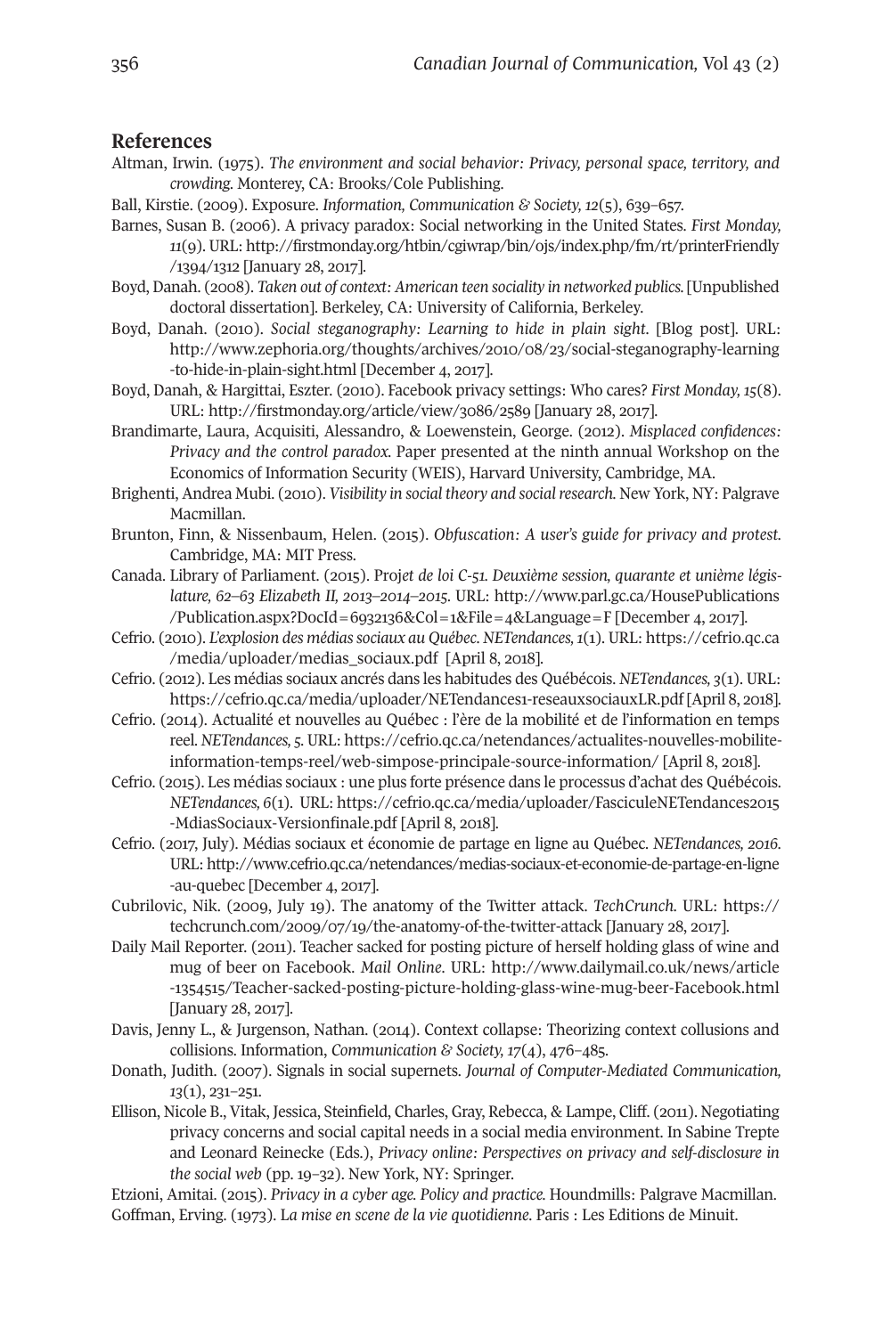## References

Altman, Irwin. (1975). *The environment and social behavior: Privacy, personal space, territory, and crowding.* Monterey, CA: Brooks/Cole Publishing.

Ball, Kirstie. (2009). Exposure. *Information, Communication & Society, 12*(5), 639–657.

Barnes, Susan B. (2006). A privacy paradox: Social networking in the United States. *First Monday, 11*(9). URL: http://firstmonday.org/htbin/cgiwrap/bin/ojs/index.php/fm/rt/printerFriendly/1394/1312 [January 28, 2017].

Boyd, Danah. (2008). *Taken out of context: American teen sociality in networked publics.* [Unpublished doctoral dissertation]. Berkeley, CA: University of California, Berkeley.

Boyd, Danah. (2010). *Social steganography: Learning to hide in plain sight.* [Blog post]. URL: http://www.zephoria.org/thoughts/archives/2010/08/23/social-steganography-learning-to-hide-in-plain-sight.html [December 4, 2017].

Boyd, Danah, & Hargittai, Eszter. (2010). Facebook privacy settings: Who cares? *First Monday, 15*(8). URL: http://firstmonday.org/article/view/3086/2589 [January 28, 2017].

Brandimarte, Laura, Acquisiti, Alessandro, & Loewenstein, George. (2012). *Misplaced confidences: Privacy and the control paradox.* Paper presented at the ninth annual Workshop on the Economics of Information Security (WEIS), Harvard University, Cambridge, MA.

Brighenti, Andrea Mubi. (2010). *Visibility in social theory and social research.* New York, NY: Palgrave Macmillan.

Brunton, Finn, & Nissenbaum, Helen. (2015). *Obfuscation: A user's guide for privacy and protest.* Cambridge, MA: MIT Press.

Canada. Library of Parliament. (2015). Pro*jet de loi C-51. Deuxième session, quarante et unième législature, 62–63 Elizabeth II, 2013–2014–2015.* URL: http://www.parl.gc.ca/HousePublications/Publication.aspx?DocId=6932136&Col=1&File=4&Language=F [December 4, 2017].

Cefrio. (2010). *L'explosion des médias sociaux au Québec. NETendances, 1*(1). URL: https://cefrio.qc.ca/media/uploader/medias_sociaux.pdf [April 8, 2018].

Cefrio. (2012). Les médias sociaux ancrés dans les habitudes des Québécois. *NETendances, 3*(1). URL: https://cefrio.qc.ca/media/uploader/NETendances1-reseauxsociauxLR.pdf [April 8, 2018].

Cefrio. (2014). Actualité et nouvelles au Québec : l'ère de la mobilité et de l'information en temps reel. *NETendances, 5.* URL: https://cefrio.qc.ca/netendances/actualites-nouvelles-mobilite-information-temps-reel/web-simpose-principale-source-information/ [April 8, 2018].

Cefrio. (2015). Les médias sociaux : une plus forte présence dans le processus d'achat des Québécois. *NETendances, 6*(1). URL: https://cefrio.qc.ca/media/uploader/FasciculeNETendances2015-MdiasSociaux-Versionfinale.pdf [April 8, 2018].

Cefrio. (2017, July). Médias sociaux et économie de partage en ligne au Québec. *NETendances, 2016.* URL: http://www.cefrio.qc.ca/netendances/medias-sociaux-et-economie-de-partage-en-ligne-au-quebec [December 4, 2017].

Cubrilovic, Nik. (2009, July 19). The anatomy of the Twitter attack. *TechCrunch.* URL: https://techcrunch.com/2009/07/19/the-anatomy-of-the-twitter-attack [January 28, 2017].

Daily Mail Reporter. (2011). Teacher sacked for posting picture of herself holding glass of wine and mug of beer on Facebook. *Mail Online.* URL: http://www.dailymail.co.uk/news/article-1354515/Teacher-sacked-posting-picture-holding-glass-wine-mug-beer-Facebook.html [January 28, 2017].

Davis, Jenny L., & Jurgenson, Nathan. (2014). Context collapse: Theorizing context collusions and collisions. Information, *Communication & Society, 17*(4), 476–485.

Donath, Judith. (2007). Signals in social supernets. *Journal of Computer-Mediated Communication, 13*(1), 231–251.

Ellison, Nicole B., Vitak, Jessica, Steinfield, Charles, Gray, Rebecca, & Lampe, Cliff. (2011). Negotiating privacy concerns and social capital needs in a social media environment. In Sabine Trepte and Leonard Reinecke (Eds.), *Privacy online: Perspectives on privacy and self-disclosure in the social web* (pp. 19–32). New York, NY: Springer.

Etzioni, Amitai. (2015). *Privacy in a cyber age. Policy and practice.* Houndmills: Palgrave Macmillan.

Goffman, Erving. (1973). L*a mise en scene de la vie quotidienne.* Paris : Les Editions de Minuit.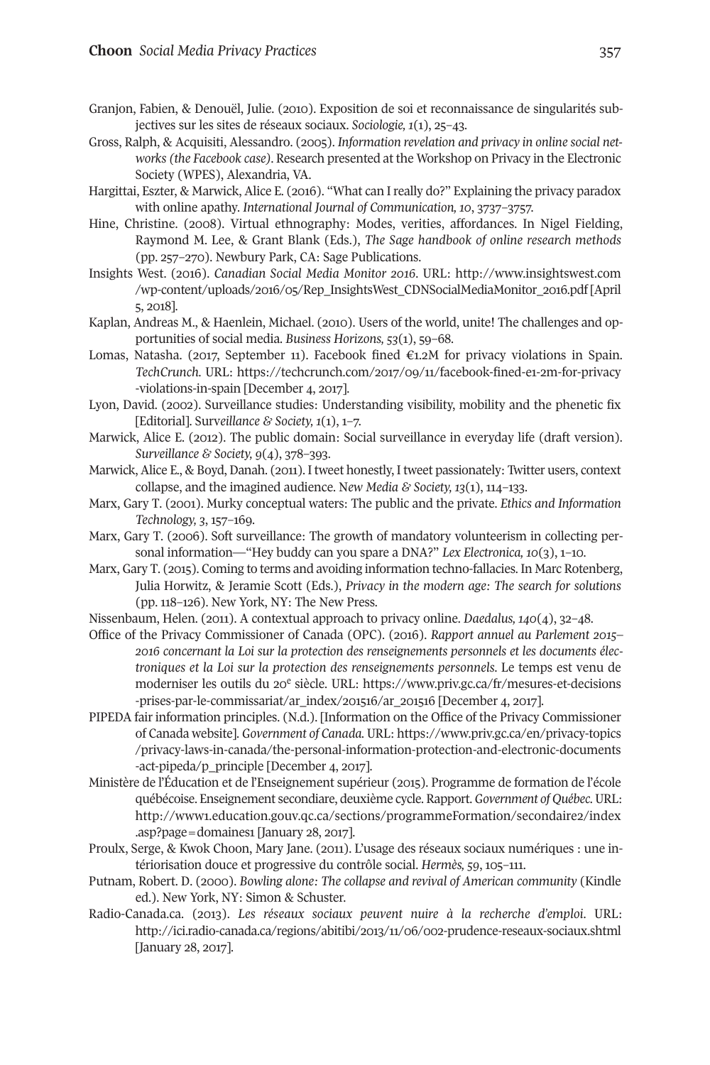Granjon, Fabien, & Denouël, Julie. (2010). Exposition de soi et reconnaissance de singularités subjectives sur les sites de réseaux sociaux. *Sociologie, 1*(1), 25–43.

Gross, Ralph, & Acquisiti, Alessandro. (2005). *Information revelation and privacy in online social networks (the Facebook case)*. Research presented at the Workshop on Privacy in the Electronic Society (WPES), Alexandria, VA.

Hargittai, Eszter, & Marwick, Alice E. (2016). "What can I really do?" Explaining the privacy paradox with online apathy. *International Journal of Communication, 10*, 3737–3757.

Hine, Christine. (2008). Virtual ethnography: Modes, verities, affordances. In Nigel Fielding, Raymond M. Lee, & Grant Blank (Eds.), *The Sage handbook of online research methods* (pp. 257–270). Newbury Park, CA: Sage Publications.

Insights West. (2016). *Canadian Social Media Monitor 2016*. URL: http://www.insightswest.com/wp-content/uploads/2016/05/Rep_InsightsWest_CDNSocialMediaMonitor_2016.pdf [April 5, 2018].

Kaplan, Andreas M., & Haenlein, Michael. (2010). Users of the world, unite! The challenges and opportunities of social media. *Business Horizons, 53*(1), 59–68.

Lomas, Natasha. (2017, September 11). Facebook fined €1.2M for privacy violations in Spain. *TechCrunch.* URL: https://techcrunch.com/2017/09/11/facebook-fined-e1-2m-for-privacy-violations-in-spain [December 4, 2017].

Lyon, David. (2002). Surveillance studies: Understanding visibility, mobility and the phenetic fix [Editorial]. *Surveillance & Society, 1*(1), 1–7.

Marwick, Alice E. (2012). The public domain: Social surveillance in everyday life (draft version). *Surveillance & Society, 9*(4), 378–393.

Marwick, Alice E., & Boyd, Danah. (2011). I tweet honestly, I tweet passionately: Twitter users, context collapse, and the imagined audience. *New Media & Society, 13*(1), 114–133.

Marx, Gary T. (2001). Murky conceptual waters: The public and the private. *Ethics and Information Technology, 3*, 157–169.

Marx, Gary T. (2006). Soft surveillance: The growth of mandatory volunteerism in collecting personal information—"Hey buddy can you spare a DNA?" *Lex Electronica, 10*(3), 1–10.

Marx, Gary T. (2015). Coming to terms and avoiding information techno-fallacies. In Marc Rotenberg, Julia Horwitz, & Jeramie Scott (Eds.), *Privacy in the modern age: The search for solutions* (pp. 118–126). New York, NY: The New Press.

Nissenbaum, Helen. (2011). A contextual approach to privacy online. *Daedalus, 140*(4), 32–48.

Office of the Privacy Commissioner of Canada (OPC). (2016). *Rapport annuel au Parlement 2015–2016 concernant la Loi sur la protection des renseignements personnels et les documents électroniques et la Loi sur la protection des renseignements personnels*. Le temps est venu de moderniser les outils du 20e siècle. URL: https://www.priv.gc.ca/fr/mesures-et-decisions-prises-par-le-commissariat/ar_index/201516/ar_201516 [December 4, 2017].

PIPEDA fair information principles. (N.d.). [Information on the Office of the Privacy Commissioner of Canada website]. *Government of Canada.* URL: https://www.priv.gc.ca/en/privacy-topics/privacy-laws-in-canada/the-personal-information-protection-and-electronic-documents-act-pipeda/p_principle [December 4, 2017].

Ministère de l'Éducation et de l'Enseignement supérieur (2015). Programme de formation de l'école québécoise. Enseignement secondiare, deuxième cycle. Rapport. *Government of Québec.* URL: http://www1.education.gouv.qc.ca/sections/programmeFormation/secondaire2/index.asp?page=domaines1 [January 28, 2017].

Proulx, Serge, & Kwok Choon, Mary Jane. (2011). L'usage des réseaux sociaux numériques : une intériorisation douce et progressive du contrôle social. *Hermès, 59*, 105–111.

Putnam, Robert. D. (2000). *Bowling alone: The collapse and revival of American community* (Kindle ed.). New York, NY: Simon & Schuster.

Radio-Canada.ca. (2013). *Les réseaux sociaux peuvent nuire à la recherche d'emploi.* URL: http://ici.radio-canada.ca/regions/abitibi/2013/11/06/002-prudence-reseaux-sociaux.shtml [January 28, 2017].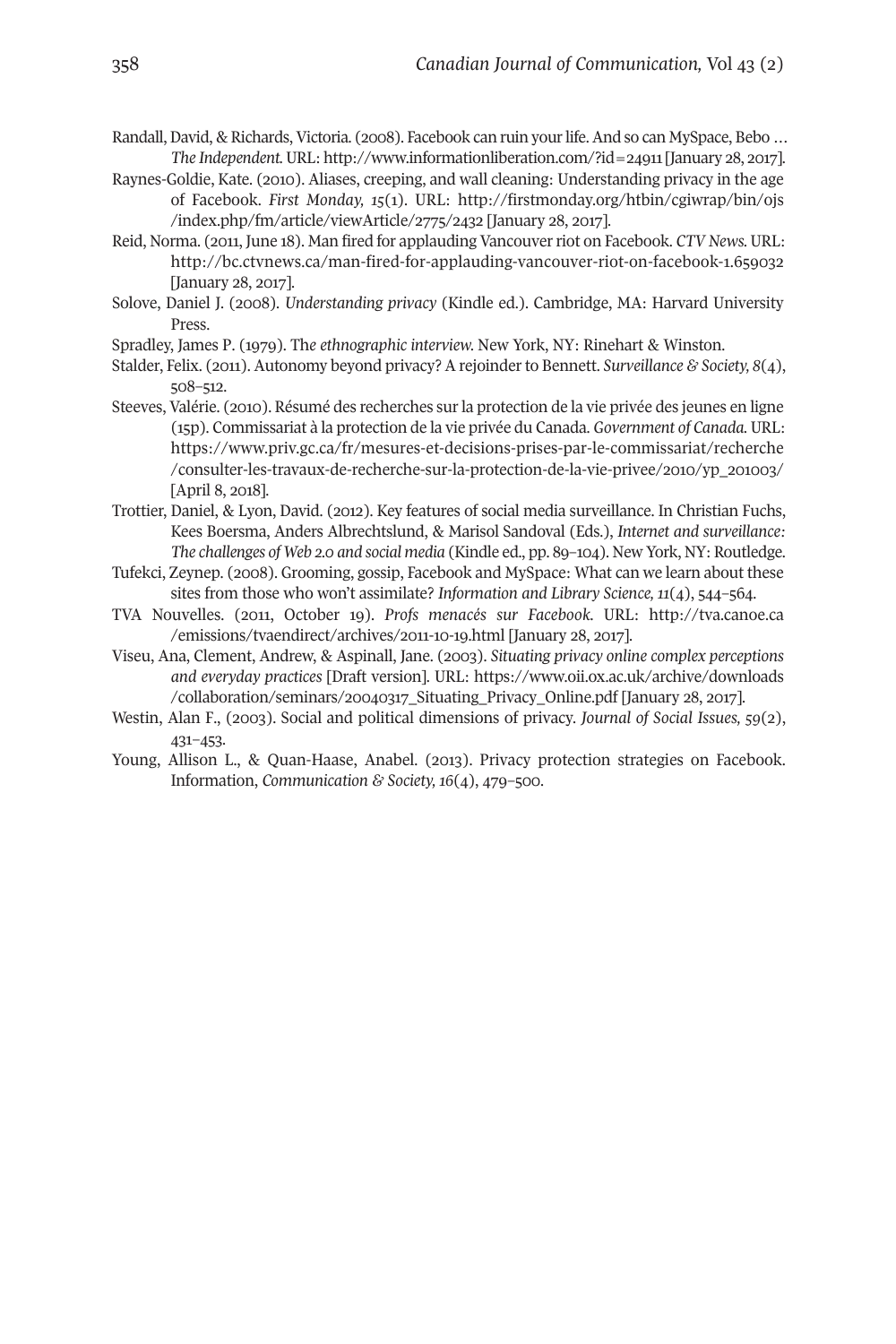Randall, David, & Richards, Victoria. (2008). Facebook can ruin your life. And so can MySpace, Bebo … *The Independent.* URL: http://www.informationliberation.com/?id=24911 [January 28, 2017].

Raynes-Goldie, Kate. (2010). Aliases, creeping, and wall cleaning: Understanding privacy in the age of Facebook. *First Monday, 15*(1). URL: http://firstmonday.org/htbin/cgiwrap/bin/ojs/index.php/fm/article/viewArticle/2775/2432 [January 28, 2017].

Reid, Norma. (2011, June 18). Man fired for applauding Vancouver riot on Facebook. *CTV News.* URL: http://bc.ctvnews.ca/man-fired-for-applauding-vancouver-riot-on-facebook-1.659032 [January 28, 2017].

Solove, Daniel J. (2008). *Understanding privacy* (Kindle ed.). Cambridge, MA: Harvard University Press.

Spradley, James P. (1979). Th*e ethnographic interview.* New York, NY: Rinehart & Winston.

Stalder, Felix. (2011). Autonomy beyond privacy? A rejoinder to Bennett. *Surveillance & Society, 8*(4), 508–512.

Steeves, Valérie. (2010). Résumé des recherches sur la protection de la vie privée des jeunes en ligne (15p). Commissariat à la protection de la vie privée du Canada. *Government of Canada.* URL: https://www.priv.gc.ca/fr/mesures-et-decisions-prises-par-le-commissariat/recherche/consulter-les-travaux-de-recherche-sur-la-protection-de-la-vie-privee/2010/yp_201003/ [April 8, 2018].

Trottier, Daniel, & Lyon, David. (2012). Key features of social media surveillance. In Christian Fuchs, Kees Boersma, Anders Albrechtslund, & Marisol Sandoval (Eds.), *Internet and surveillance: The challenges of Web 2.0 and social media* (Kindle ed., pp. 89–104). New York, NY: Routledge.

Tufekci, Zeynep. (2008). Grooming, gossip, Facebook and MySpace: What can we learn about these sites from those who won't assimilate? *Information and Library Science, 11*(4), 544–564.

TVA Nouvelles. (2011, October 19). *Profs menacés sur Facebook.* URL: http://tva.canoe.ca/emissions/tvaendirect/archives/2011-10-19.html [January 28, 2017].

Viseu, Ana, Clement, Andrew, & Aspinall, Jane. (2003). *Situating privacy online complex perceptions and everyday practices* [Draft version]. URL: https://www.oii.ox.ac.uk/archive/downloads/collaboration/seminars/20040317_Situating_Privacy_Online.pdf [January 28, 2017].

Westin, Alan F., (2003). Social and political dimensions of privacy. *Journal of Social Issues, 59*(2), 431–453.

Young, Allison L., & Quan-Haase, Anabel. (2013). Privacy protection strategies on Facebook. Information, *Communication & Society, 16*(4), 479–500.